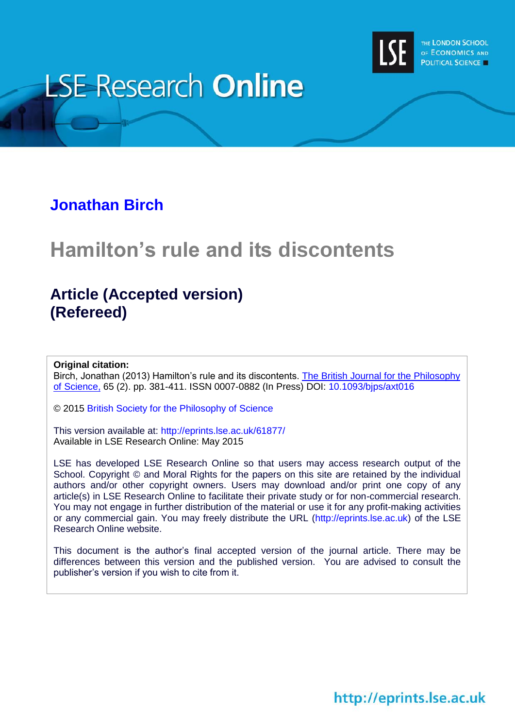# LSE Research Online

THE LONDON SCHOOL OF ECONOMICS AND POLITICAL SCIENCE

## Jonathan Birch

# Hamilton's rule and its discontents

## Article (Accepted version) (Refereed)

**Original citation:**
Birch, Jonathan (2013) Hamilton's rule and its discontents. The British Journal for the Philosophy of Science, 65 (2). pp. 381-411. ISSN 0007-0882 (In Press) DOI: 10.1093/bjps/axt016

© 2015 British Society for the Philosophy of Science

This version available at: http://eprints.lse.ac.uk/61877/
Available in LSE Research Online: May 2015

LSE has developed LSE Research Online so that users may access research output of the School. Copyright © and Moral Rights for the papers on this site are retained by the individual authors and/or other copyright owners. Users may download and/or print one copy of any article(s) in LSE Research Online to facilitate their private study or for non-commercial research. You may not engage in further distribution of the material or use it for any profit-making activities or any commercial gain. You may freely distribute the URL (http://eprints.lse.ac.uk) of the LSE Research Online website.

This document is the author's final accepted version of the journal article. There may be differences between this version and the published version. You are advised to consult the publisher's version if you wish to cite from it.

http://eprints.lse.ac.uk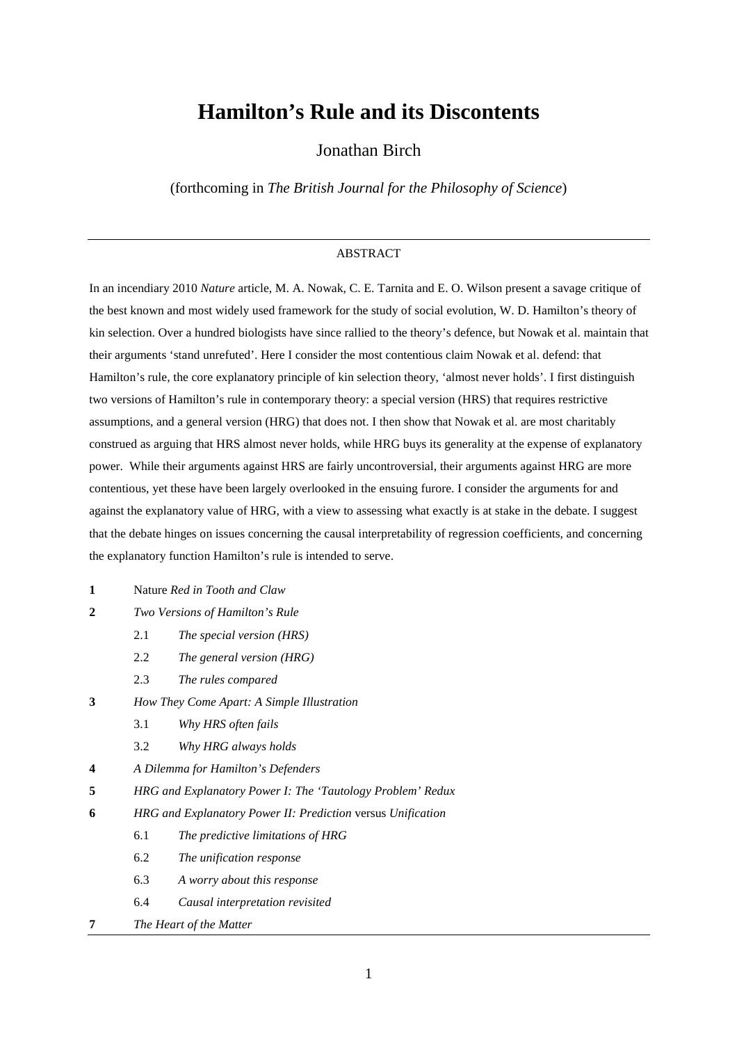# Hamilton's Rule and its Discontents

Jonathan Birch

(forthcoming in *The British Journal for the Philosophy of Science*)

---

ABSTRACT

In an incendiary 2010 *Nature* article, M. A. Nowak, C. E. Tarnita and E. O. Wilson present a savage critique of the best known and most widely used framework for the study of social evolution, W. D. Hamilton's theory of kin selection. Over a hundred biologists have since rallied to the theory's defence, but Nowak et al. maintain that their arguments 'stand unrefuted'. Here I consider the most contentious claim Nowak et al. defend: that Hamilton's rule, the core explanatory principle of kin selection theory, 'almost never holds'. I first distinguish two versions of Hamilton's rule in contemporary theory: a special version (HRS) that requires restrictive assumptions, and a general version (HRG) that does not. I then show that Nowak et al. are most charitably construed as arguing that HRS almost never holds, while HRG buys its generality at the expense of explanatory power. While their arguments against HRS are fairly uncontroversial, their arguments against HRG are more contentious, yet these have been largely overlooked in the ensuing furore. I consider the arguments for and against the explanatory value of HRG, with a view to assessing what exactly is at stake in the debate. I suggest that the debate hinges on issues concerning the causal interpretability of regression coefficients, and concerning the explanatory function Hamilton's rule is intended to serve.

**1** Nature *Red in Tooth and Claw*

**2** *Two Versions of Hamilton's Rule*

- 2.1 *The special version (HRS)*
- 2.2 *The general version (HRG)*
- 2.3 *The rules compared*

**3** *How They Come Apart: A Simple Illustration*

- 3.1 *Why HRS often fails*
- 3.2 *Why HRG always holds*

**4** *A Dilemma for Hamilton's Defenders*

**5** *HRG and Explanatory Power I: The 'Tautology Problem' Redux*

**6** *HRG and Explanatory Power II: Prediction* versus *Unification*

- 6.1 *The predictive limitations of HRG*
- 6.2 *The unification response*
- 6.3 *A worry about this response*
- 6.4 *Causal interpretation revisited*

**7** *The Heart of the Matter*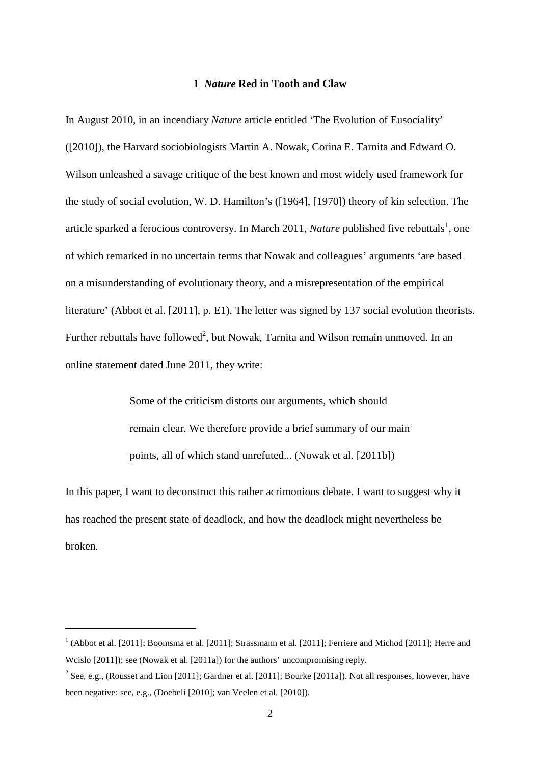## 1 *Nature* Red in Tooth and Claw

In August 2010, in an incendiary *Nature* article entitled 'The Evolution of Eusociality' ([2010]), the Harvard sociobiologists Martin A. Nowak, Corina E. Tarnita and Edward O. Wilson unleashed a savage critique of the best known and most widely used framework for the study of social evolution, W. D. Hamilton's ([1964], [1970]) theory of kin selection. The article sparked a ferocious controversy. In March 2011, *Nature* published five rebuttals[1], one of which remarked in no uncertain terms that Nowak and colleagues' arguments 'are based on a misunderstanding of evolutionary theory, and a misrepresentation of the empirical literature' (Abbot et al. [2011], p. E1). The letter was signed by 137 social evolution theorists. Further rebuttals have followed[2], but Nowak, Tarnita and Wilson remain unmoved. In an online statement dated June 2011, they write:

> Some of the criticism distorts our arguments, which should remain clear. We therefore provide a brief summary of our main points, all of which stand unrefuted... (Nowak et al. [2011b])

In this paper, I want to deconstruct this rather acrimonious debate. I want to suggest why it has reached the present state of deadlock, and how the deadlock might nevertheless be broken.

---

[1] (Abbot et al. [2011]; Boomsma et al. [2011]; Strassmann et al. [2011]; Ferriere and Michod [2011]; Herre and Wcislo [2011]); see (Nowak et al. [2011a]) for the authors' uncompromising reply.

[2] See, e.g., (Rousset and Lion [2011]; Gardner et al. [2011]; Bourke [2011a]). Not all responses, however, have been negative: see, e.g., (Doebeli [2010]; van Veelen et al. [2010]).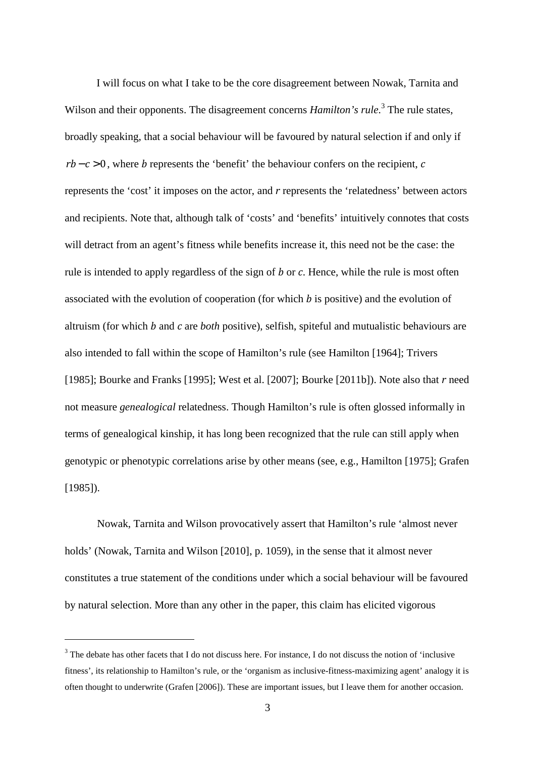I will focus on what I take to be the core disagreement between Nowak, Tarnita and Wilson and their opponents. The disagreement concerns *Hamilton's rule*.[3] The rule states, broadly speaking, that a social behaviour will be favoured by natural selection if and only if $rb - c > 0$, where *b* represents the 'benefit' the behaviour confers on the recipient, *c* represents the 'cost' it imposes on the actor, and *r* represents the 'relatedness' between actors and recipients. Note that, although talk of 'costs' and 'benefits' intuitively connotes that costs will detract from an agent's fitness while benefits increase it, this need not be the case: the rule is intended to apply regardless of the sign of *b* or *c*. Hence, while the rule is most often associated with the evolution of cooperation (for which *b* is positive) and the evolution of altruism (for which *b* and *c* are *both* positive), selfish, spiteful and mutualistic behaviours are also intended to fall within the scope of Hamilton's rule (see Hamilton [1964]; Trivers [1985]; Bourke and Franks [1995]; West et al. [2007]; Bourke [2011b]). Note also that *r* need not measure *genealogical* relatedness. Though Hamilton's rule is often glossed informally in terms of genealogical kinship, it has long been recognized that the rule can still apply when genotypic or phenotypic correlations arise by other means (see, e.g., Hamilton [1975]; Grafen [1985]).

Nowak, Tarnita and Wilson provocatively assert that Hamilton's rule 'almost never holds' (Nowak, Tarnita and Wilson [2010], p. 1059), in the sense that it almost never constitutes a true statement of the conditions under which a social behaviour will be favoured by natural selection. More than any other in the paper, this claim has elicited vigorous

[3] The debate has other facets that I do not discuss here. For instance, I do not discuss the notion of 'inclusive fitness', its relationship to Hamilton's rule, or the 'organism as inclusive-fitness-maximizing agent' analogy it is often thought to underwrite (Grafen [2006]). These are important issues, but I leave them for another occasion.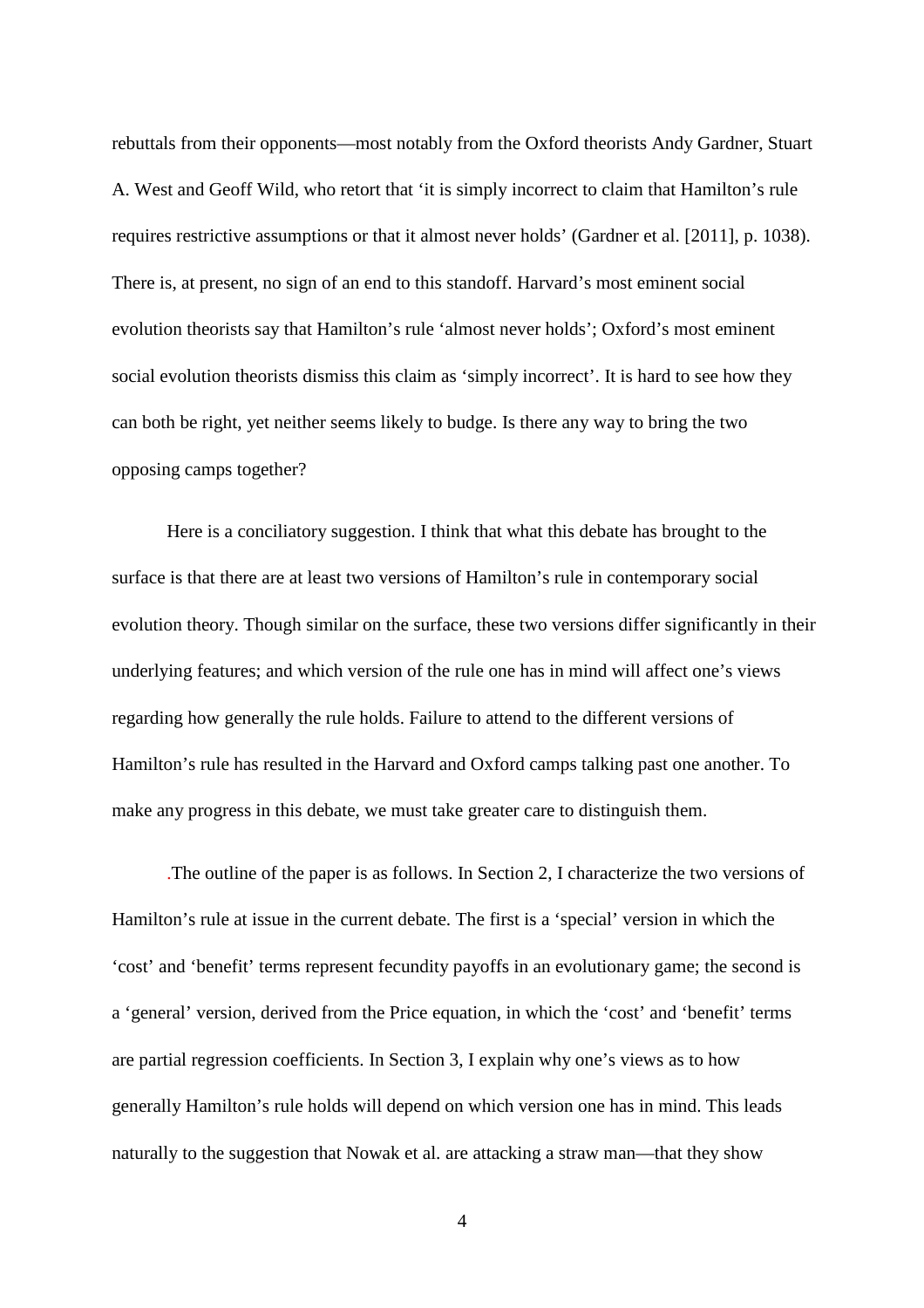rebuttals from their opponents—most notably from the Oxford theorists Andy Gardner, Stuart A. West and Geoff Wild, who retort that 'it is simply incorrect to claim that Hamilton's rule requires restrictive assumptions or that it almost never holds' (Gardner et al. [2011], p. 1038). There is, at present, no sign of an end to this standoff. Harvard's most eminent social evolution theorists say that Hamilton's rule 'almost never holds'; Oxford's most eminent social evolution theorists dismiss this claim as 'simply incorrect'. It is hard to see how they can both be right, yet neither seems likely to budge. Is there any way to bring the two opposing camps together?

Here is a conciliatory suggestion. I think that what this debate has brought to the surface is that there are at least two versions of Hamilton's rule in contemporary social evolution theory. Though similar on the surface, these two versions differ significantly in their underlying features; and which version of the rule one has in mind will affect one's views regarding how generally the rule holds. Failure to attend to the different versions of Hamilton's rule has resulted in the Harvard and Oxford camps talking past one another. To make any progress in this debate, we must take greater care to distinguish them.

.The outline of the paper is as follows. In Section 2, I characterize the two versions of Hamilton's rule at issue in the current debate. The first is a 'special' version in which the 'cost' and 'benefit' terms represent fecundity payoffs in an evolutionary game; the second is a 'general' version, derived from the Price equation, in which the 'cost' and 'benefit' terms are partial regression coefficients. In Section 3, I explain why one's views as to how generally Hamilton's rule holds will depend on which version one has in mind. This leads naturally to the suggestion that Nowak et al. are attacking a straw man—that they show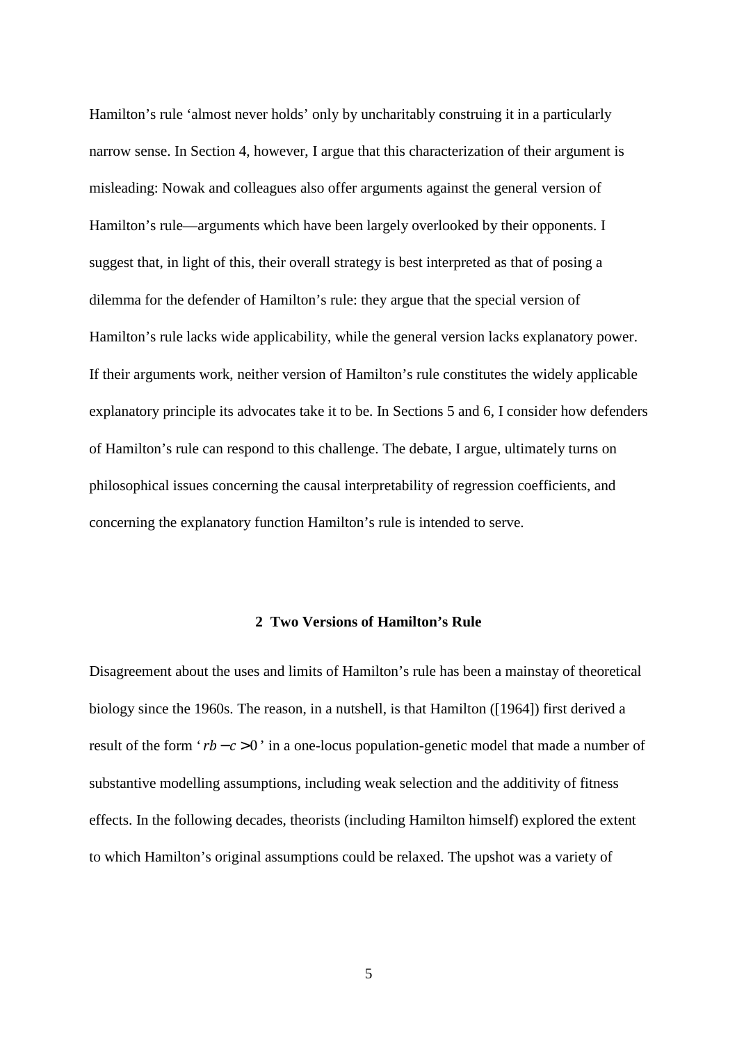Hamilton's rule 'almost never holds' only by uncharitably construing it in a particularly narrow sense. In Section 4, however, I argue that this characterization of their argument is misleading: Nowak and colleagues also offer arguments against the general version of Hamilton's rule—arguments which have been largely overlooked by their opponents. I suggest that, in light of this, their overall strategy is best interpreted as that of posing a dilemma for the defender of Hamilton's rule: they argue that the special version of Hamilton's rule lacks wide applicability, while the general version lacks explanatory power. If their arguments work, neither version of Hamilton's rule constitutes the widely applicable explanatory principle its advocates take it to be. In Sections 5 and 6, I consider how defenders of Hamilton's rule can respond to this challenge. The debate, I argue, ultimately turns on philosophical issues concerning the causal interpretability of regression coefficients, and concerning the explanatory function Hamilton's rule is intended to serve.

## 2 Two Versions of Hamilton's Rule

Disagreement about the uses and limits of Hamilton's rule has been a mainstay of theoretical biology since the 1960s. The reason, in a nutshell, is that Hamilton ([1964]) first derived a result of the form '$rb - c > 0$' in a one-locus population-genetic model that made a number of substantive modelling assumptions, including weak selection and the additivity of fitness effects. In the following decades, theorists (including Hamilton himself) explored the extent to which Hamilton's original assumptions could be relaxed. The upshot was a variety of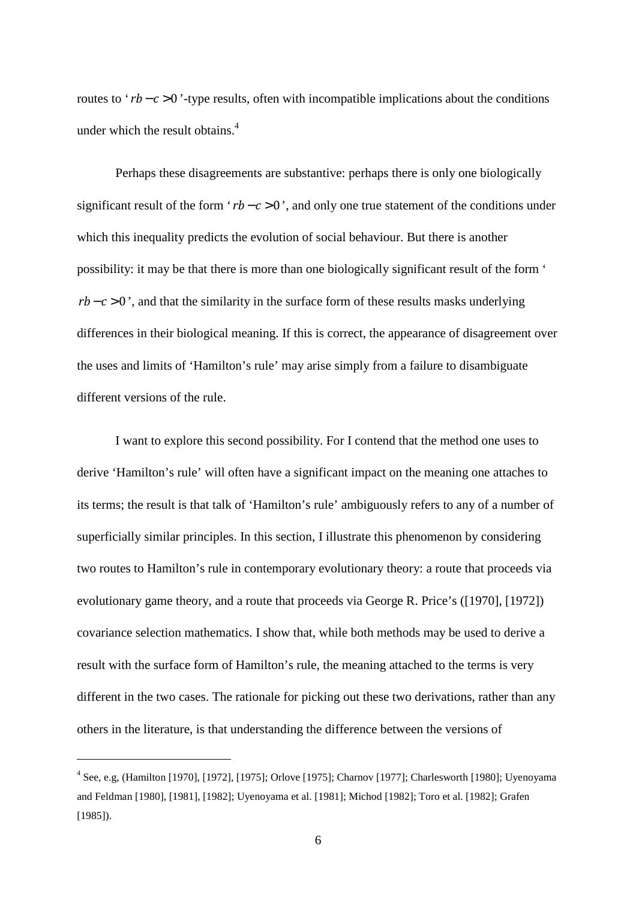routes to '$rb - c > 0$'-type results, often with incompatible implications about the conditions under which the result obtains.[4]

Perhaps these disagreements are substantive: perhaps there is only one biologically significant result of the form '$rb - c > 0$', and only one true statement of the conditions under which this inequality predicts the evolution of social behaviour. But there is another possibility: it may be that there is more than one biologically significant result of the form '$rb - c > 0$', and that the similarity in the surface form of these results masks underlying differences in their biological meaning. If this is correct, the appearance of disagreement over the uses and limits of 'Hamilton's rule' may arise simply from a failure to disambiguate different versions of the rule.

I want to explore this second possibility. For I contend that the method one uses to derive 'Hamilton's rule' will often have a significant impact on the meaning one attaches to its terms; the result is that talk of 'Hamilton's rule' ambiguously refers to any of a number of superficially similar principles. In this section, I illustrate this phenomenon by considering two routes to Hamilton's rule in contemporary evolutionary theory: a route that proceeds via evolutionary game theory, and a route that proceeds via George R. Price's ([1970], [1972]) covariance selection mathematics. I show that, while both methods may be used to derive a result with the surface form of Hamilton's rule, the meaning attached to the terms is very different in the two cases. The rationale for picking out these two derivations, rather than any others in the literature, is that understanding the difference between the versions of

[4] See, e.g, (Hamilton [1970], [1972], [1975]; Orlove [1975]; Charnov [1977]; Charlesworth [1980]; Uyenoyama and Feldman [1980], [1981], [1982]; Uyenoyama et al. [1981]; Michod [1982]; Toro et al. [1982]; Grafen [1985]).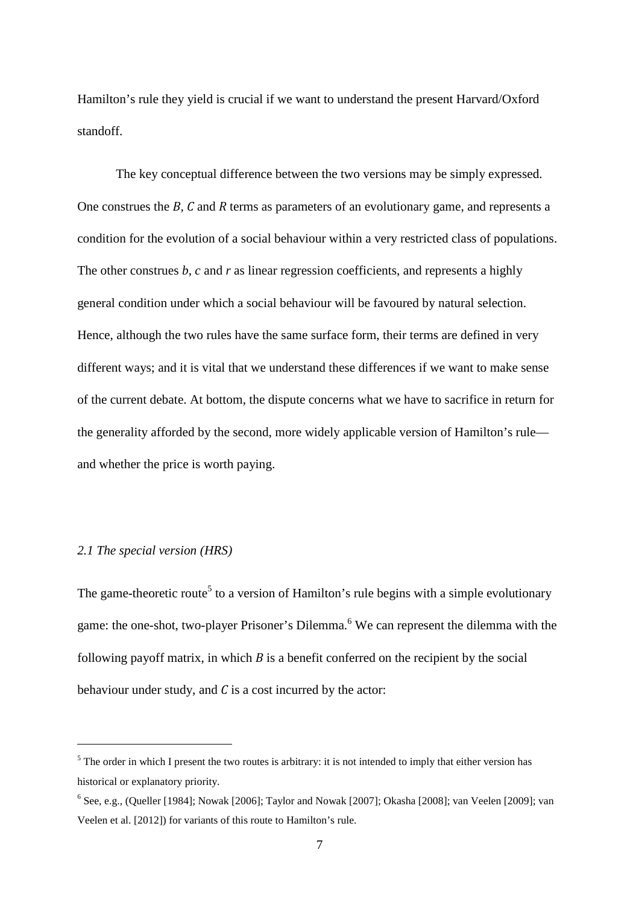Hamilton's rule they yield is crucial if we want to understand the present Harvard/Oxford standoff.

The key conceptual difference between the two versions may be simply expressed. One construes the $B$, $C$ and $R$ terms as parameters of an evolutionary game, and represents a condition for the evolution of a social behaviour within a very restricted class of populations. The other construes $b$, $c$ and $r$ as linear regression coefficients, and represents a highly general condition under which a social behaviour will be favoured by natural selection. Hence, although the two rules have the same surface form, their terms are defined in very different ways; and it is vital that we understand these differences if we want to make sense of the current debate. At bottom, the dispute concerns what we have to sacrifice in return for the generality afforded by the second, more widely applicable version of Hamilton's rule—and whether the price is worth paying.

### *2.1 The special version (HRS)*

The game-theoretic route[5] to a version of Hamilton's rule begins with a simple evolutionary game: the one-shot, two-player Prisoner's Dilemma.[6] We can represent the dilemma with the following payoff matrix, in which $B$ is a benefit conferred on the recipient by the social behaviour under study, and $C$ is a cost incurred by the actor:

---

[5] The order in which I present the two routes is arbitrary: it is not intended to imply that either version has historical or explanatory priority.

[6] See, e.g., (Queller [1984]; Nowak [2006]; Taylor and Nowak [2007]; Okasha [2008]; van Veelen [2009]; van Veelen et al. [2012]) for variants of this route to Hamilton's rule.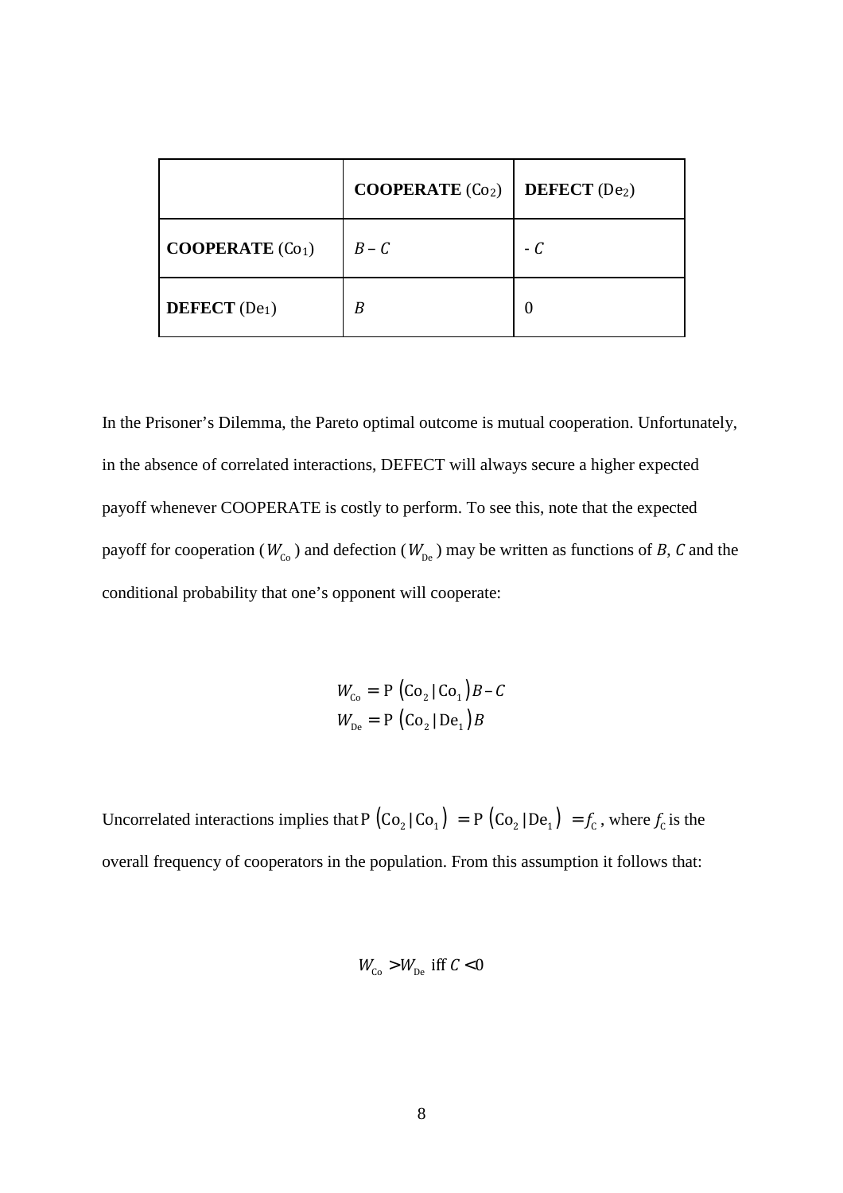| | **COOPERATE** ($Co_2$) | **DEFECT** ($De_2$) |
|---|---|---|
| **COOPERATE** ($Co_1$) | $B - C$ | $- C$ |
| **DEFECT** ($De_1$) | $B$ | 0 |

In the Prisoner's Dilemma, the Pareto optimal outcome is mutual cooperation. Unfortunately, in the absence of correlated interactions, DEFECT will always secure a higher expected payoff whenever COOPERATE is costly to perform. To see this, note that the expected payoff for cooperation ($W_{\mathrm{Co}}$) and defection ($W_{\mathrm{De}}$) may be written as functions of $B$, $C$ and the conditional probability that one's opponent will cooperate:

$$W_{\mathrm{Co}} = \mathrm{P}\left(\mathrm{Co}_2 \mid \mathrm{Co}_1\right)B - C$$
$$W_{\mathrm{De}} = \mathrm{P}\left(\mathrm{Co}_2 \mid \mathrm{De}_1\right)B$$

Uncorrelated interactions implies that $\mathrm{P}\left(\mathrm{Co}_2 \mid \mathrm{Co}_1\right) = \mathrm{P}\left(\mathrm{Co}_2 \mid \mathrm{De}_1\right) = f_{\mathrm{C}}$, where $f_{\mathrm{C}}$ is the overall frequency of cooperators in the population. From this assumption it follows that:

$$W_{\mathrm{Co}} > W_{\mathrm{De}} \text{ iff } C < 0$$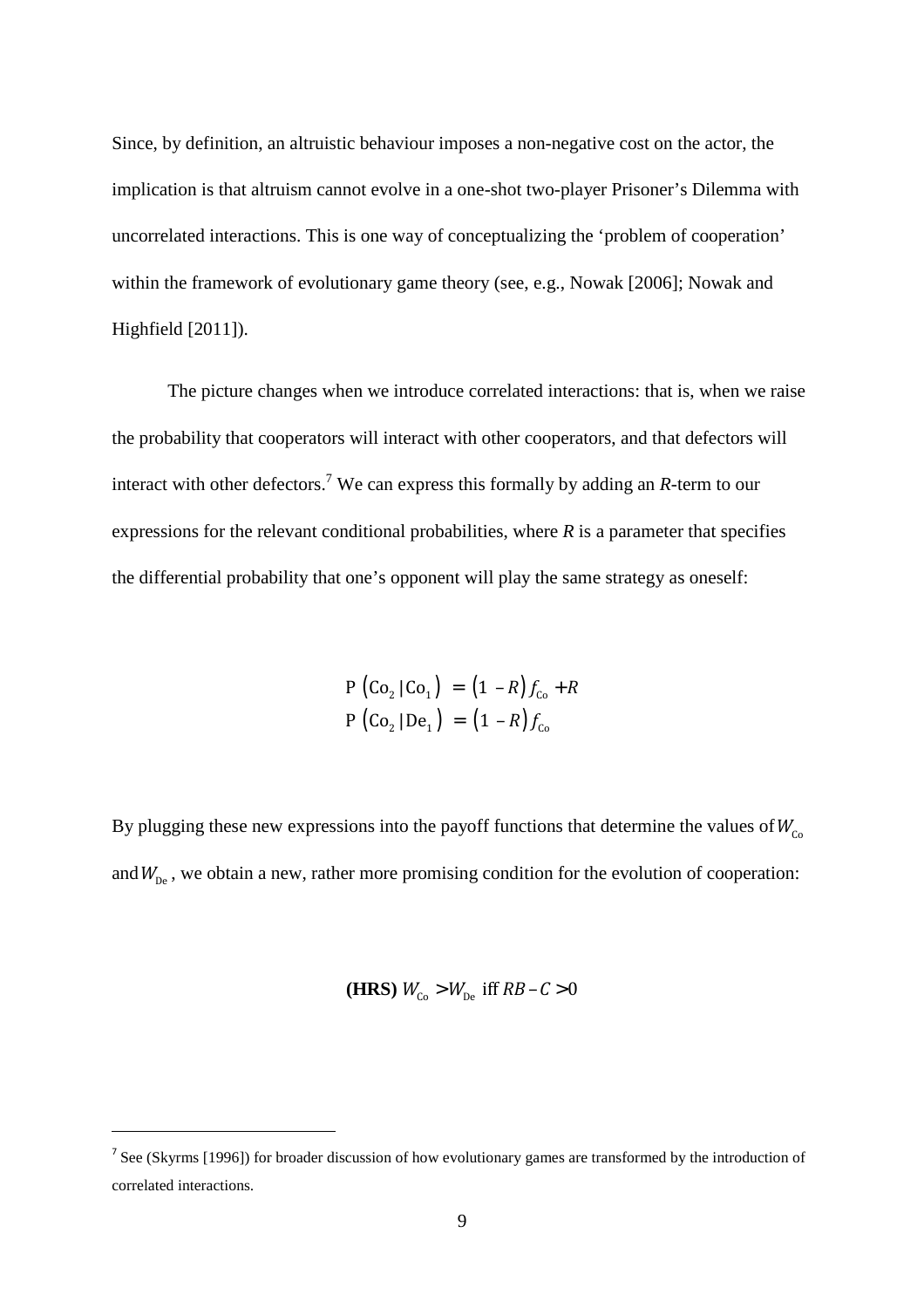Since, by definition, an altruistic behaviour imposes a non-negative cost on the actor, the implication is that altruism cannot evolve in a one-shot two-player Prisoner's Dilemma with uncorrelated interactions. This is one way of conceptualizing the 'problem of cooperation' within the framework of evolutionary game theory (see, e.g., Nowak [2006]; Nowak and Highfield [2011]).

The picture changes when we introduce correlated interactions: that is, when we raise the probability that cooperators will interact with other cooperators, and that defectors will interact with other defectors.[7] We can express this formally by adding an *R*-term to our expressions for the relevant conditional probabilities, where *R* is a parameter that specifies the differential probability that one's opponent will play the same strategy as oneself:

$$\mathrm{P}\left(\mathrm{Co}_2 \,|\, \mathrm{Co}_1\right) = \left(1 - R\right) f_{\mathrm{Co}} + R$$
$$\mathrm{P}\left(\mathrm{Co}_2 \,|\, \mathrm{De}_1\right) = \left(1 - R\right) f_{\mathrm{Co}}$$

By plugging these new expressions into the payoff functions that determine the values of $W_{\mathrm{Co}}$ and $W_{\mathrm{De}}$, we obtain a new, rather more promising condition for the evolution of cooperation:

$$\textbf{(HRS)}\ W_{\mathrm{Co}} > W_{\mathrm{De}} \text{ iff } RB - C > 0$$

[7] See (Skyrms [1996]) for broader discussion of how evolutionary games are transformed by the introduction of correlated interactions.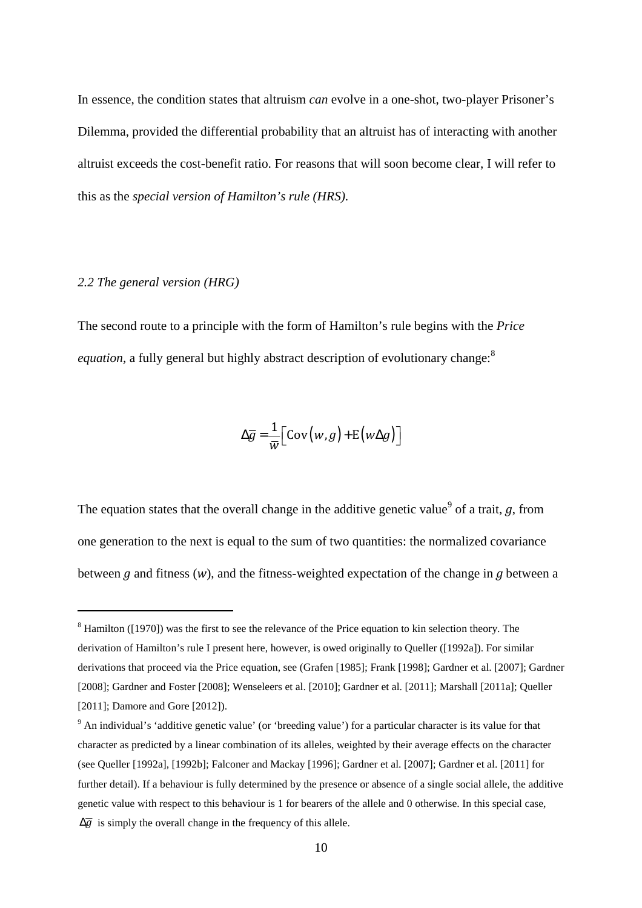In essence, the condition states that altruism *can* evolve in a one-shot, two-player Prisoner's Dilemma, provided the differential probability that an altruist has of interacting with another altruist exceeds the cost-benefit ratio. For reasons that will soon become clear, I will refer to this as the *special version of Hamilton's rule (HRS).*

### *2.2 The general version (HRG)*

The second route to a principle with the form of Hamilton's rule begins with the *Price equation*, a fully general but highly abstract description of evolutionary change:[8]

$$\Delta\bar{g} = \frac{1}{\bar{w}}\left[\mathrm{Cov}(w,g) + \mathrm{E}(w\Delta g)\right]$$

The equation states that the overall change in the additive genetic value[9] of a trait, $g$, from one generation to the next is equal to the sum of two quantities: the normalized covariance between $g$ and fitness ($w$), and the fitness-weighted expectation of the change in $g$ between a

---

[8] Hamilton ([1970]) was the first to see the relevance of the Price equation to kin selection theory. The derivation of Hamilton's rule I present here, however, is owed originally to Queller ([1992a]). For similar derivations that proceed via the Price equation, see (Grafen [1985]; Frank [1998]; Gardner et al. [2007]; Gardner [2008]; Gardner and Foster [2008]; Wenseleers et al. [2010]; Gardner et al. [2011]; Marshall [2011a]; Queller [2011]; Damore and Gore [2012]).

[9] An individual's 'additive genetic value' (or 'breeding value') for a particular character is its value for that character as predicted by a linear combination of its alleles, weighted by their average effects on the character (see Queller [1992a], [1992b]; Falconer and Mackay [1996]; Gardner et al. [2007]; Gardner et al. [2011] for further detail). If a behaviour is fully determined by the presence or absence of a single social allele, the additive genetic value with respect to this behaviour is 1 for bearers of the allele and 0 otherwise. In this special case, $\Delta\bar{g}$ is simply the overall change in the frequency of this allele.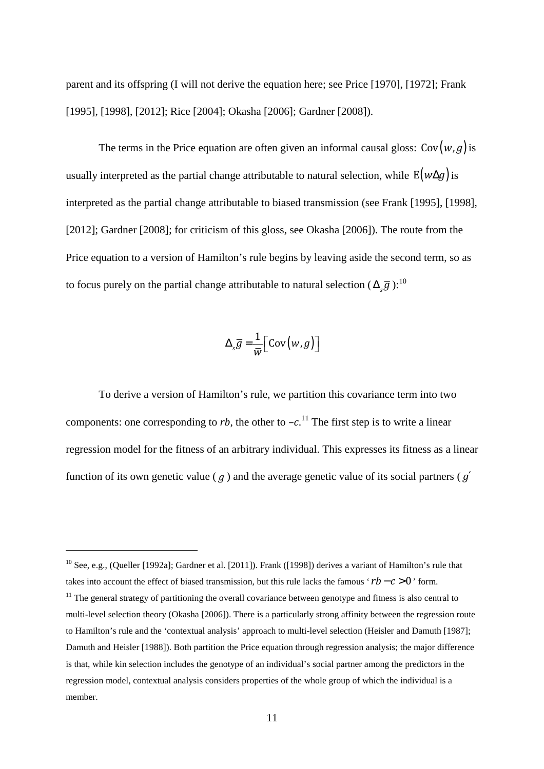parent and its offspring (I will not derive the equation here; see Price [1970], [1972]; Frank [1995], [1998], [2012]; Rice [2004]; Okasha [2006]; Gardner [2008]).

The terms in the Price equation are often given an informal causal gloss: $\mathrm{Cov}(w,g)$ is usually interpreted as the partial change attributable to natural selection, while $\mathrm{E}(w\Delta g)$ is interpreted as the partial change attributable to biased transmission (see Frank [1995], [1998], [2012]; Gardner [2008]; for criticism of this gloss, see Okasha [2006]). The route from the Price equation to a version of Hamilton's rule begins by leaving aside the second term, so as to focus purely on the partial change attributable to natural selection ($\Delta_s \bar{g}$):[10]

$$\Delta_s \bar{g} = \frac{1}{\bar{w}}\left[\mathrm{Cov}(w,g)\right]$$

To derive a version of Hamilton's rule, we partition this covariance term into two components: one corresponding to *rb*, the other to –*c*.[11] The first step is to write a linear regression model for the fitness of an arbitrary individual. This expresses its fitness as a linear function of its own genetic value ( $g$ ) and the average genetic value of its social partners ( $g'$

[10] See, e.g., (Queller [1992a]; Gardner et al. [2011]). Frank ([1998]) derives a variant of Hamilton's rule that takes into account the effect of biased transmission, but this rule lacks the famous '$rb - c > 0$' form.

[11] The general strategy of partitioning the overall covariance between genotype and fitness is also central to multi-level selection theory (Okasha [2006]). There is a particularly strong affinity between the regression route to Hamilton's rule and the 'contextual analysis' approach to multi-level selection (Heisler and Damuth [1987]; Damuth and Heisler [1988]). Both partition the Price equation through regression analysis; the major difference is that, while kin selection includes the genotype of an individual's social partner among the predictors in the regression model, contextual analysis considers properties of the whole group of which the individual is a member.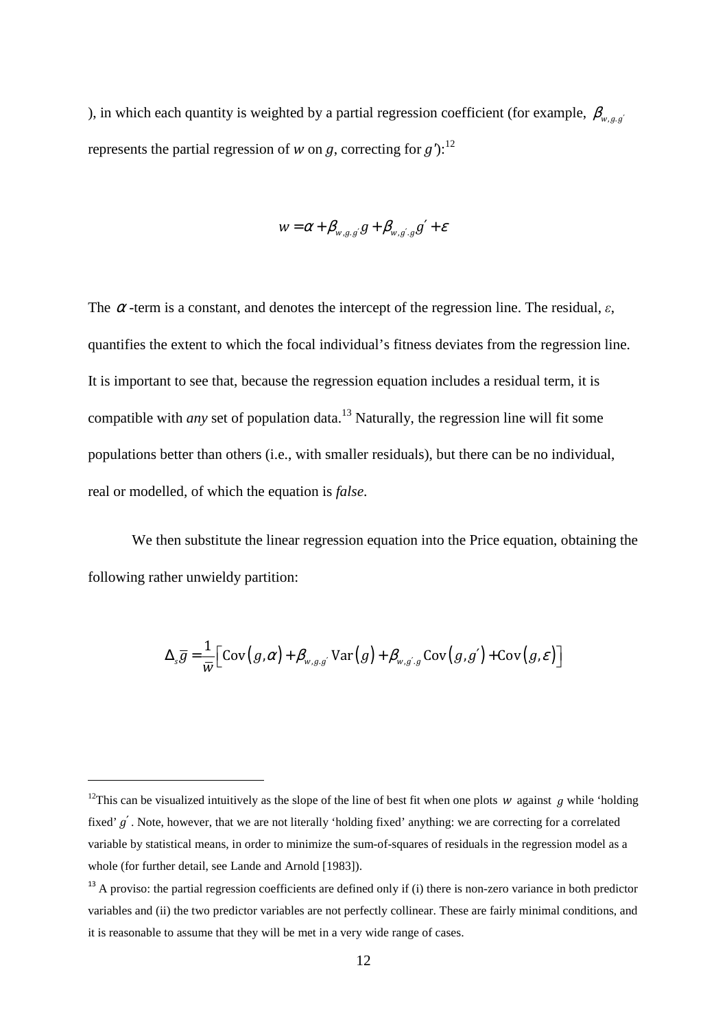), in which each quantity is weighted by a partial regression coefficient (for example, $\beta_{w,g.g'}$ represents the partial regression of *w* on *g*, correcting for *g'*):[12]

$$w = \alpha + \beta_{w,g.g'} g + \beta_{w,g'.g} g' + \varepsilon$$

The $\alpha$-term is a constant, and denotes the intercept of the regression line. The residual, $\varepsilon$, quantifies the extent to which the focal individual's fitness deviates from the regression line. It is important to see that, because the regression equation includes a residual term, it is compatible with *any* set of population data.[13] Naturally, the regression line will fit some populations better than others (i.e., with smaller residuals), but there can be no individual, real or modelled, of which the equation is *false*.

We then substitute the linear regression equation into the Price equation, obtaining the following rather unwieldy partition:

$$\Delta_s \bar{g} = \frac{1}{\bar{w}} \left[ \mathrm{Cov}(g, \alpha) + \beta_{w,g.g'} \mathrm{Var}(g) + \beta_{w,g'.g} \mathrm{Cov}(g, g') + \mathrm{Cov}(g, \varepsilon) \right]$$

---

[12] This can be visualized intuitively as the slope of the line of best fit when one plots $w$ against $g$ while 'holding fixed' $g'$. Note, however, that we are not literally 'holding fixed' anything: we are correcting for a correlated variable by statistical means, in order to minimize the sum-of-squares of residuals in the regression model as a whole (for further detail, see Lande and Arnold [1983]).

[13] A proviso: the partial regression coefficients are defined only if (i) there is non-zero variance in both predictor variables and (ii) the two predictor variables are not perfectly collinear. These are fairly minimal conditions, and it is reasonable to assume that they will be met in a very wide range of cases.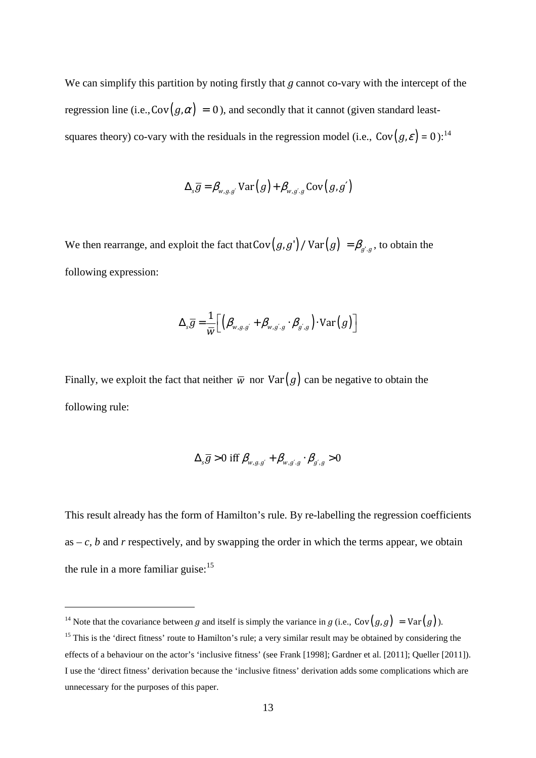We can simplify this partition by noting firstly that $g$ cannot co-vary with the intercept of the regression line (i.e., $\text{Cov}(g,\alpha) = 0$), and secondly that it cannot (given standard least-squares theory) co-vary with the residuals in the regression model (i.e., $\text{Cov}(g,\varepsilon) = 0$):[14]

$$\Delta_s \overline{g} = \beta_{w,g.g'} \text{Var}(g) + \beta_{w,g'.g} \text{Cov}(g,g')$$

We then rearrange, and exploit the fact that $\text{Cov}(g,g')/\text{Var}(g) = \beta_{g'.g}$, to obtain the following expression:

$$\Delta_s \overline{g} = \frac{1}{\overline{w}} \left[ \left( \beta_{w,g.g'} + \beta_{w,g'.g} \cdot \beta_{g',g} \right) \cdot \text{Var}(g) \right]$$

Finally, we exploit the fact that neither $\overline{w}$ nor $\text{Var}(g)$ can be negative to obtain the following rule:

$$\Delta_s \overline{g} > 0 \text{ iff } \beta_{w,g.g'} + \beta_{w,g'.g} \cdot \beta_{g',g} > 0$$

This result already has the form of Hamilton's rule. By re-labelling the regression coefficients as $-c$, $b$ and $r$ respectively, and by swapping the order in which the terms appear, we obtain the rule in a more familiar guise:[15]

[14] Note that the covariance between $g$ and itself is simply the variance in $g$ (i.e., $\text{Cov}(g,g) = \text{Var}(g)$).

[15] This is the 'direct fitness' route to Hamilton's rule; a very similar result may be obtained by considering the effects of a behaviour on the actor's 'inclusive fitness' (see Frank [1998]; Gardner et al. [2011]; Queller [2011]). I use the 'direct fitness' derivation because the 'inclusive fitness' derivation adds some complications which are unnecessary for the purposes of this paper.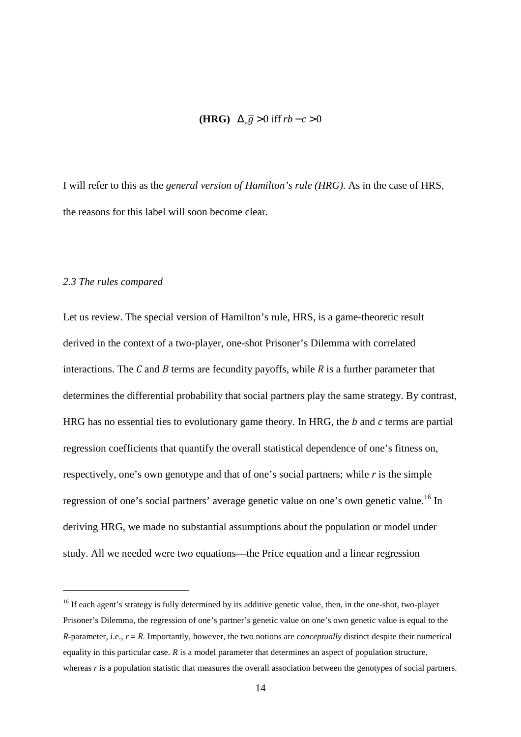$$\textbf{(HRG)} \quad \Delta_s \bar{g} > 0 \text{ iff } rb - c > 0$$

I will refer to this as the *general version of Hamilton's rule (HRG)*. As in the case of HRS, the reasons for this label will soon become clear.

### *2.3 The rules compared*

Let us review. The special version of Hamilton's rule, HRS, is a game-theoretic result derived in the context of a two-player, one-shot Prisoner's Dilemma with correlated interactions. The $C$ and $B$ terms are fecundity payoffs, while $R$ is a further parameter that determines the differential probability that social partners play the same strategy. By contrast, HRG has no essential ties to evolutionary game theory. In HRG, the $b$ and $c$ terms are partial regression coefficients that quantify the overall statistical dependence of one's fitness on, respectively, one's own genotype and that of one's social partners; while $r$ is the simple regression of one's social partners' average genetic value on one's own genetic value.[16] In deriving HRG, we made no substantial assumptions about the population or model under study. All we needed were two equations—the Price equation and a linear regression

[16] If each agent's strategy is fully determined by its additive genetic value, then, in the one-shot, two-player Prisoner's Dilemma, the regression of one's partner's genetic value on one's own genetic value is equal to the $R$-parameter, i.e., $r = R$. Importantly, however, the two notions are *conceptually* distinct despite their numerical equality in this particular case. $R$ is a model parameter that determines an aspect of population structure, whereas $r$ is a population statistic that measures the overall association between the genotypes of social partners.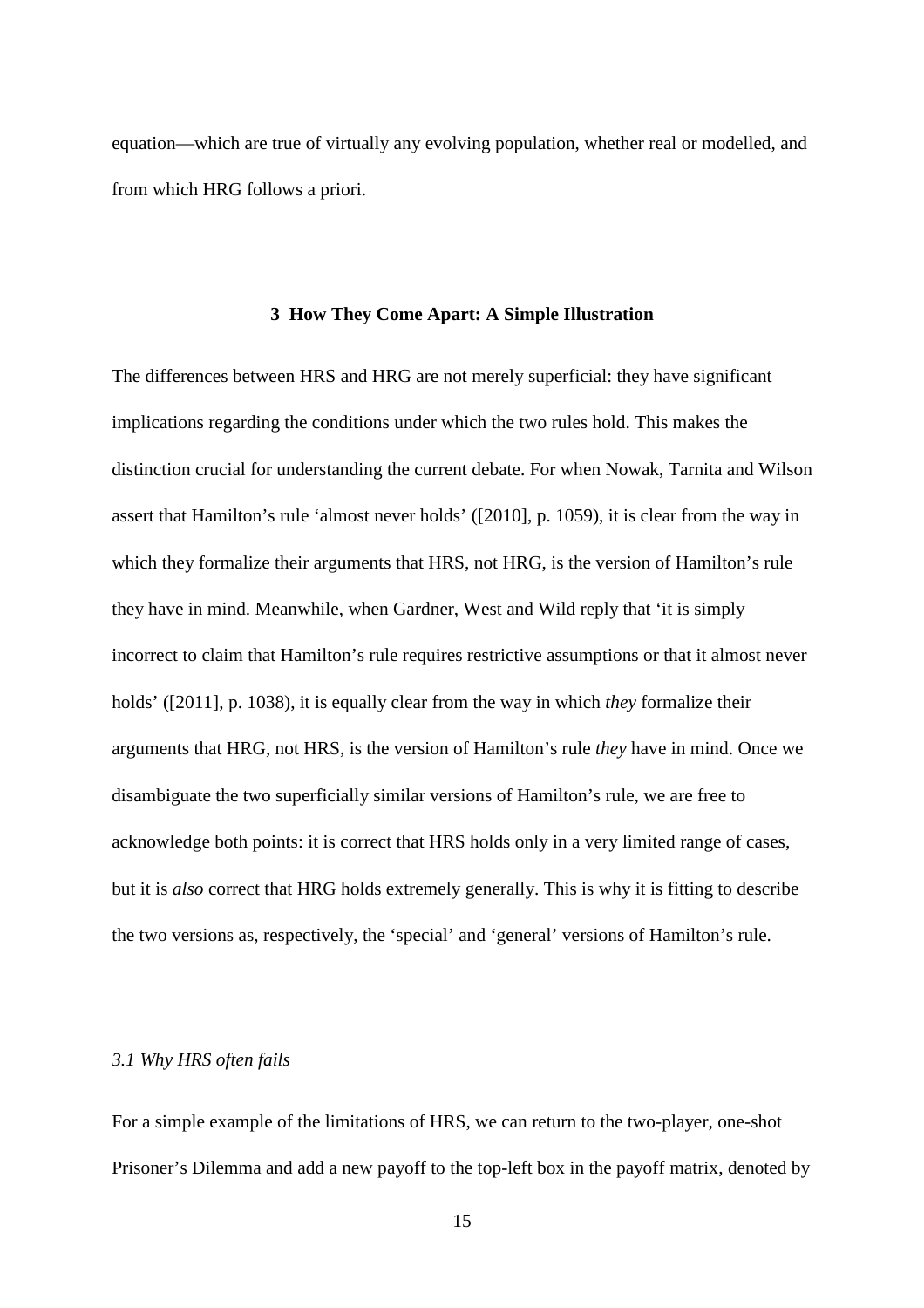equation—which are true of virtually any evolving population, whether real or modelled, and from which HRG follows a priori.

## 3 How They Come Apart: A Simple Illustration

The differences between HRS and HRG are not merely superficial: they have significant implications regarding the conditions under which the two rules hold. This makes the distinction crucial for understanding the current debate. For when Nowak, Tarnita and Wilson assert that Hamilton's rule 'almost never holds' ([2010], p. 1059), it is clear from the way in which they formalize their arguments that HRS, not HRG, is the version of Hamilton's rule they have in mind. Meanwhile, when Gardner, West and Wild reply that 'it is simply incorrect to claim that Hamilton's rule requires restrictive assumptions or that it almost never holds' ([2011], p. 1038), it is equally clear from the way in which *they* formalize their arguments that HRG, not HRS, is the version of Hamilton's rule *they* have in mind. Once we disambiguate the two superficially similar versions of Hamilton's rule, we are free to acknowledge both points: it is correct that HRS holds only in a very limited range of cases, but it is *also* correct that HRG holds extremely generally. This is why it is fitting to describe the two versions as, respectively, the 'special' and 'general' versions of Hamilton's rule.

### *3.1 Why HRS often fails*

For a simple example of the limitations of HRS, we can return to the two-player, one-shot Prisoner's Dilemma and add a new payoff to the top-left box in the payoff matrix, denoted by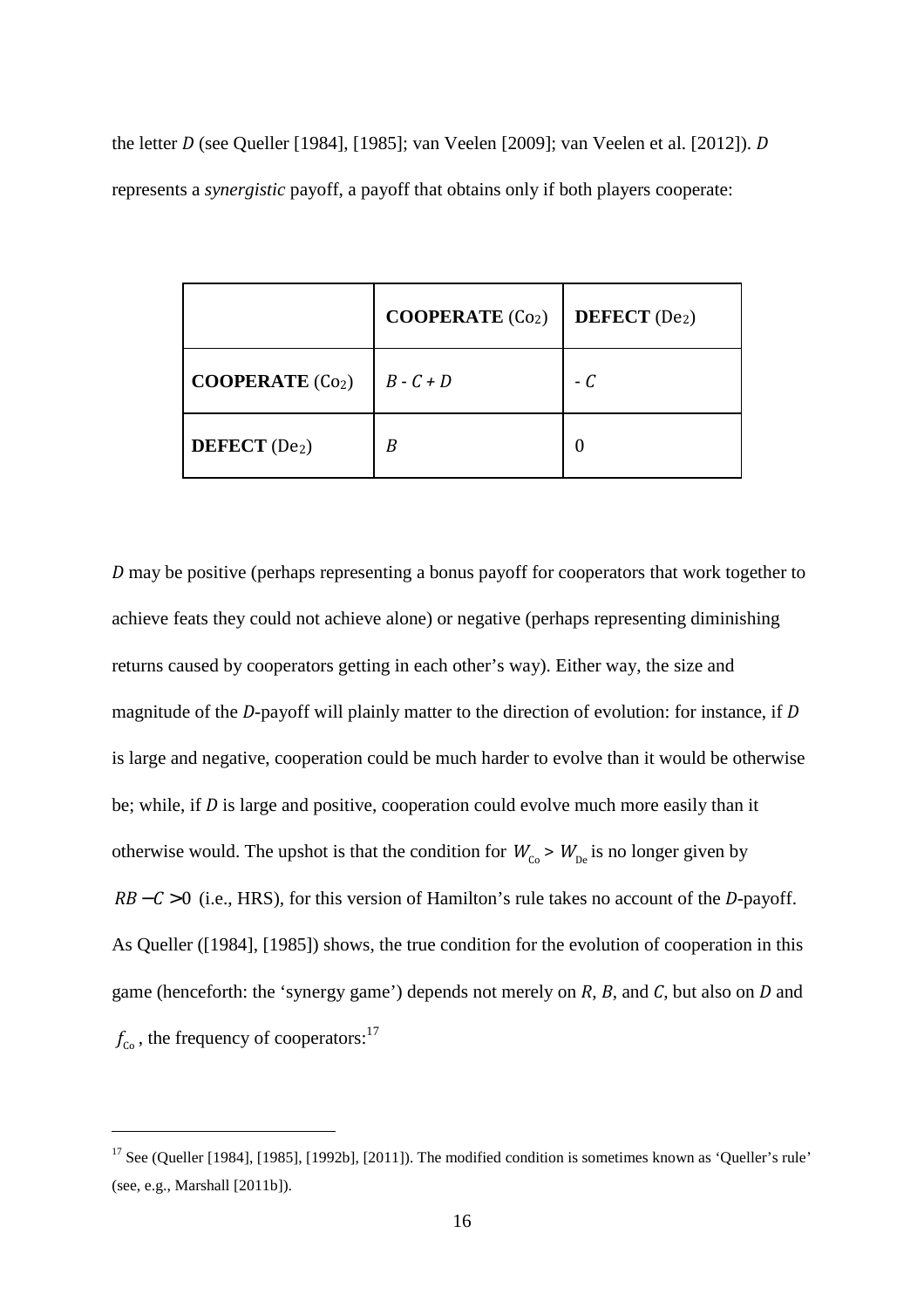the letter $D$ (see Queller [1984], [1985]; van Veelen [2009]; van Veelen et al. [2012]). $D$ represents a *synergistic* payoff, a payoff that obtains only if both players cooperate:

| | **COOPERATE** ($Co_2$) | **DEFECT** ($De_2$) |
|---|---|---|
| **COOPERATE** ($Co_2$) | $B - C + D$ | $- C$ |
| **DEFECT** ($De_2$) | $B$ | 0 |

*D* may be positive (perhaps representing a bonus payoff for cooperators that work together to achieve feats they could not achieve alone) or negative (perhaps representing diminishing returns caused by cooperators getting in each other's way). Either way, the size and magnitude of the *D*-payoff will plainly matter to the direction of evolution: for instance, if *D* is large and negative, cooperation could be much harder to evolve than it would be otherwise be; while, if *D* is large and positive, cooperation could evolve much more easily than it otherwise would. The upshot is that the condition for $W_{Co} > W_{De}$ is no longer given by $RB - C > 0$ (i.e., HRS), for this version of Hamilton's rule takes no account of the *D*-payoff. As Queller ([1984], [1985]) shows, the true condition for the evolution of cooperation in this game (henceforth: the 'synergy game') depends not merely on *R*, *B*, and $C$, but also on $D$ and $f_{Co}$, the frequency of cooperators:[17]

[17] See (Queller [1984], [1985], [1992b], [2011]). The modified condition is sometimes known as 'Queller's rule' (see, e.g., Marshall [2011b]).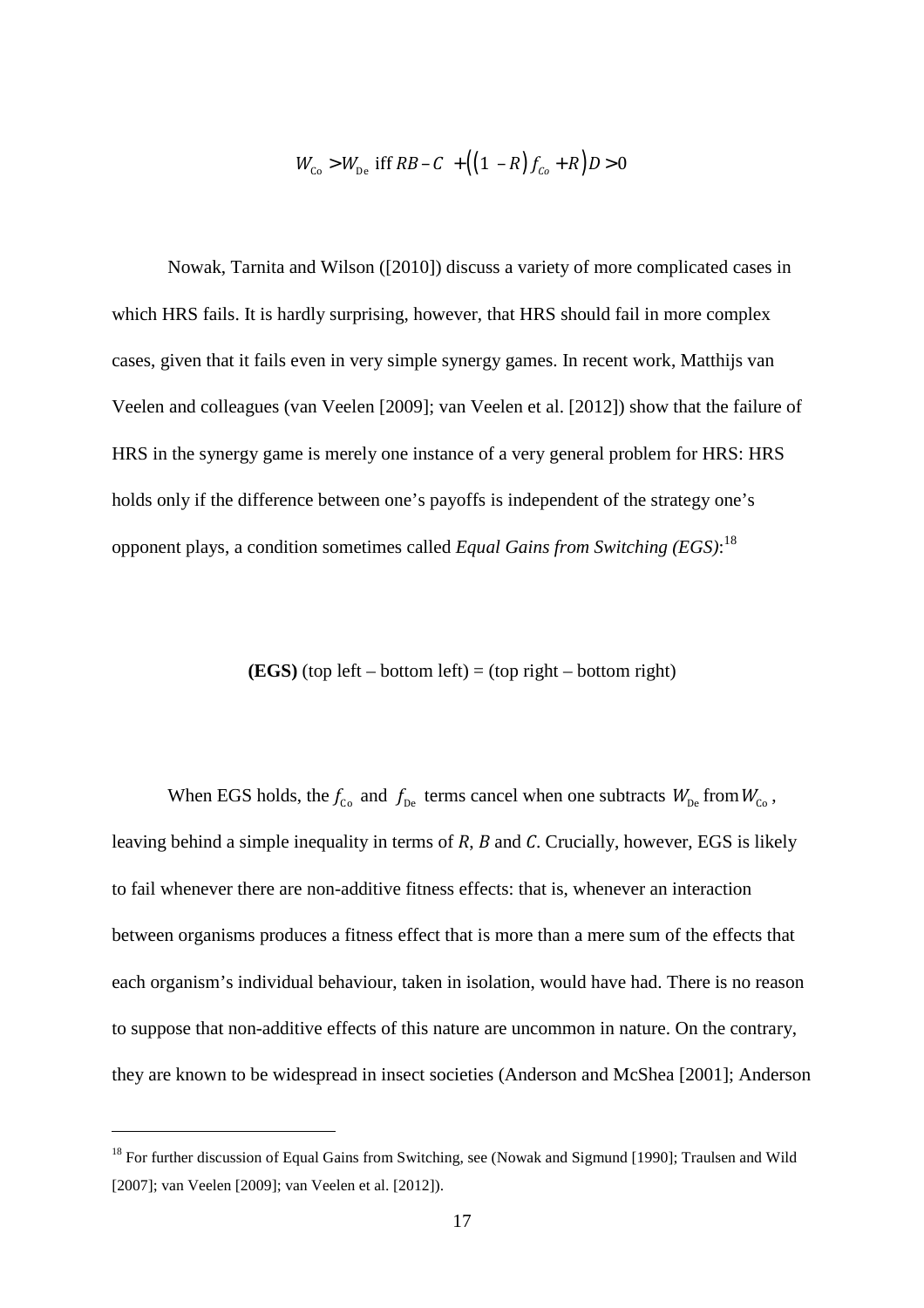$$W_{\text{Co}} > W_{\text{De}} \text{ iff } RB - C + \left(\left(1 - R\right) f_{Co} + R\right) D > 0$$

Nowak, Tarnita and Wilson ([2010]) discuss a variety of more complicated cases in which HRS fails. It is hardly surprising, however, that HRS should fail in more complex cases, given that it fails even in very simple synergy games. In recent work, Matthijs van Veelen and colleagues (van Veelen [2009]; van Veelen et al. [2012]) show that the failure of HRS in the synergy game is merely one instance of a very general problem for HRS: HRS holds only if the difference between one's payoffs is independent of the strategy one's opponent plays, a condition sometimes called *Equal Gains from Switching (EGS)*:[18]

**(EGS)** (top left – bottom left) = (top right – bottom right)

When EGS holds, the $f_{\text{Co}}$ and $f_{\text{De}}$ terms cancel when one subtracts $W_{\text{De}}$ from $W_{\text{Co}}$, leaving behind a simple inequality in terms of $R$, $B$ and $C$. Crucially, however, EGS is likely to fail whenever there are non-additive fitness effects: that is, whenever an interaction between organisms produces a fitness effect that is more than a mere sum of the effects that each organism's individual behaviour, taken in isolation, would have had. There is no reason to suppose that non-additive effects of this nature are uncommon in nature. On the contrary, they are known to be widespread in insect societies (Anderson and McShea [2001]; Anderson

---

[18] For further discussion of Equal Gains from Switching, see (Nowak and Sigmund [1990]; Traulsen and Wild [2007]; van Veelen [2009]; van Veelen et al. [2012]).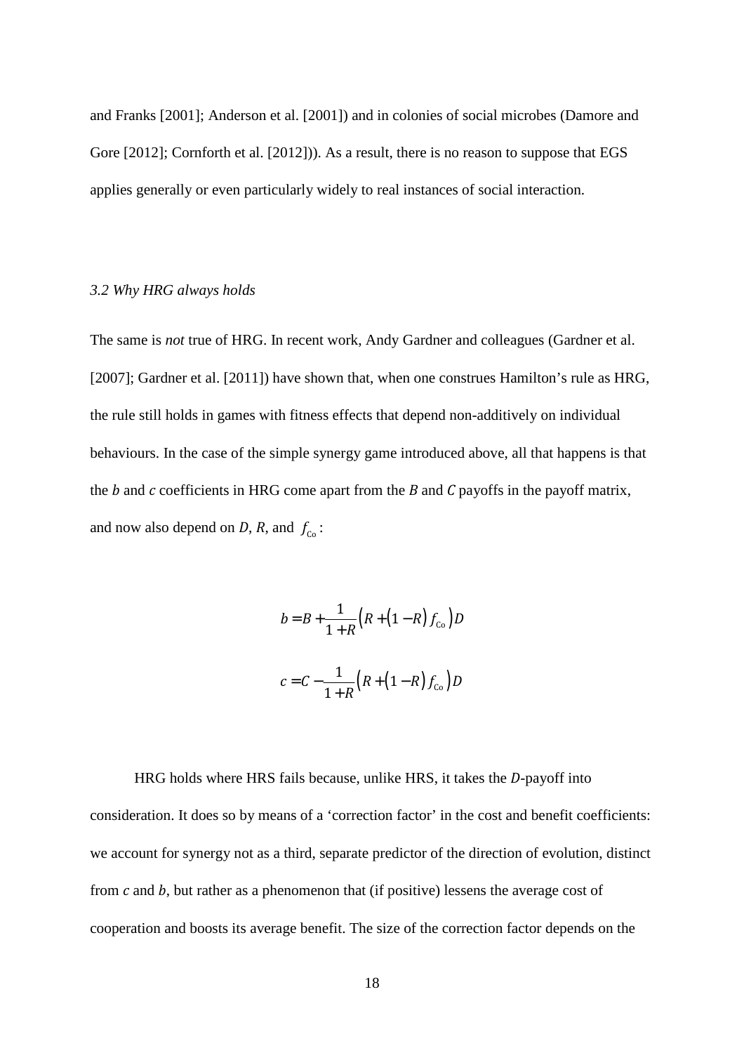and Franks [2001]; Anderson et al. [2001]) and in colonies of social microbes (Damore and Gore [2012]; Cornforth et al. [2012])). As a result, there is no reason to suppose that EGS applies generally or even particularly widely to real instances of social interaction.

### *3.2 Why HRG always holds*

The same is *not* true of HRG. In recent work, Andy Gardner and colleagues (Gardner et al. [2007]; Gardner et al. [2011]) have shown that, when one construes Hamilton's rule as HRG, the rule still holds in games with fitness effects that depend non-additively on individual behaviours. In the case of the simple synergy game introduced above, all that happens is that the $b$ and $c$ coefficients in HRG come apart from the $B$ and $C$ payoffs in the payoff matrix, and now also depend on $D$, $R$, and $f_{\text{Co}}$:

$$b = B + \frac{1}{1+R}\left(R + (1-R)\, f_{\text{Co}}\right)D$$

$$c = C - \frac{1}{1+R}\left(R + (1-R)\, f_{\text{Co}}\right)D$$

HRG holds where HRS fails because, unlike HRS, it takes the $D$-payoff into consideration. It does so by means of a 'correction factor' in the cost and benefit coefficients: we account for synergy not as a third, separate predictor of the direction of evolution, distinct from $c$ and $b$, but rather as a phenomenon that (if positive) lessens the average cost of cooperation and boosts its average benefit. The size of the correction factor depends on the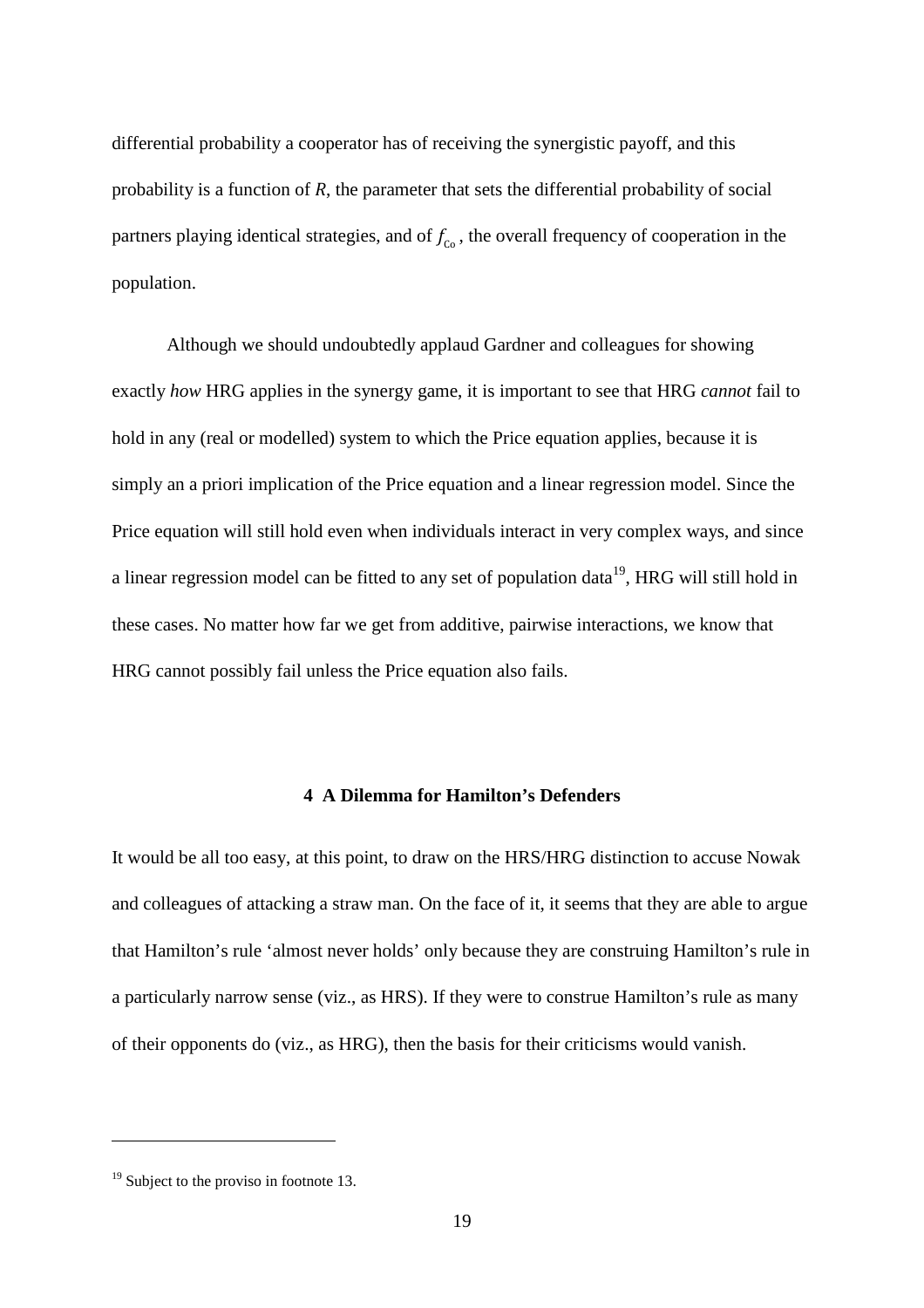differential probability a cooperator has of receiving the synergistic payoff, and this probability is a function of $R$, the parameter that sets the differential probability of social partners playing identical strategies, and of $f_{Co}$, the overall frequency of cooperation in the population.

Although we should undoubtedly applaud Gardner and colleagues for showing exactly *how* HRG applies in the synergy game, it is important to see that HRG *cannot* fail to hold in any (real or modelled) system to which the Price equation applies, because it is simply an a priori implication of the Price equation and a linear regression model. Since the Price equation will still hold even when individuals interact in very complex ways, and since a linear regression model can be fitted to any set of population data[19], HRG will still hold in these cases. No matter how far we get from additive, pairwise interactions, we know that HRG cannot possibly fail unless the Price equation also fails.

## 4 A Dilemma for Hamilton's Defenders

It would be all too easy, at this point, to draw on the HRS/HRG distinction to accuse Nowak and colleagues of attacking a straw man. On the face of it, it seems that they are able to argue that Hamilton's rule 'almost never holds' only because they are construing Hamilton's rule in a particularly narrow sense (viz., as HRS). If they were to construe Hamilton's rule as many of their opponents do (viz., as HRG), then the basis for their criticisms would vanish.

[19] Subject to the proviso in footnote 13.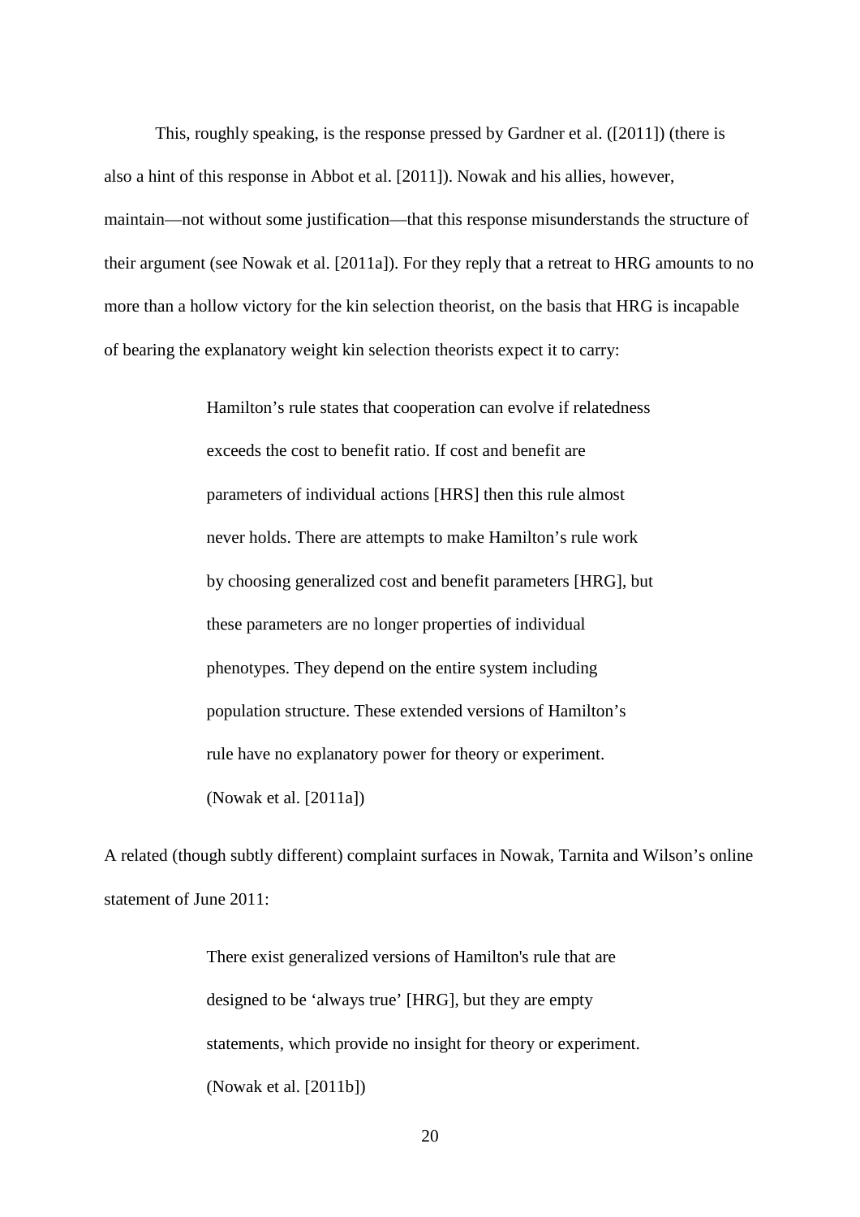This, roughly speaking, is the response pressed by Gardner et al. ([2011]) (there is also a hint of this response in Abbot et al. [2011]). Nowak and his allies, however, maintain—not without some justification—that this response misunderstands the structure of their argument (see Nowak et al. [2011a]). For they reply that a retreat to HRG amounts to no more than a hollow victory for the kin selection theorist, on the basis that HRG is incapable of bearing the explanatory weight kin selection theorists expect it to carry:

> Hamilton's rule states that cooperation can evolve if relatedness exceeds the cost to benefit ratio. If cost and benefit are parameters of individual actions [HRS] then this rule almost never holds. There are attempts to make Hamilton's rule work by choosing generalized cost and benefit parameters [HRG], but these parameters are no longer properties of individual phenotypes. They depend on the entire system including population structure. These extended versions of Hamilton's rule have no explanatory power for theory or experiment. (Nowak et al. [2011a])

A related (though subtly different) complaint surfaces in Nowak, Tarnita and Wilson's online statement of June 2011:

> There exist generalized versions of Hamilton's rule that are designed to be 'always true' [HRG], but they are empty statements, which provide no insight for theory or experiment. (Nowak et al. [2011b])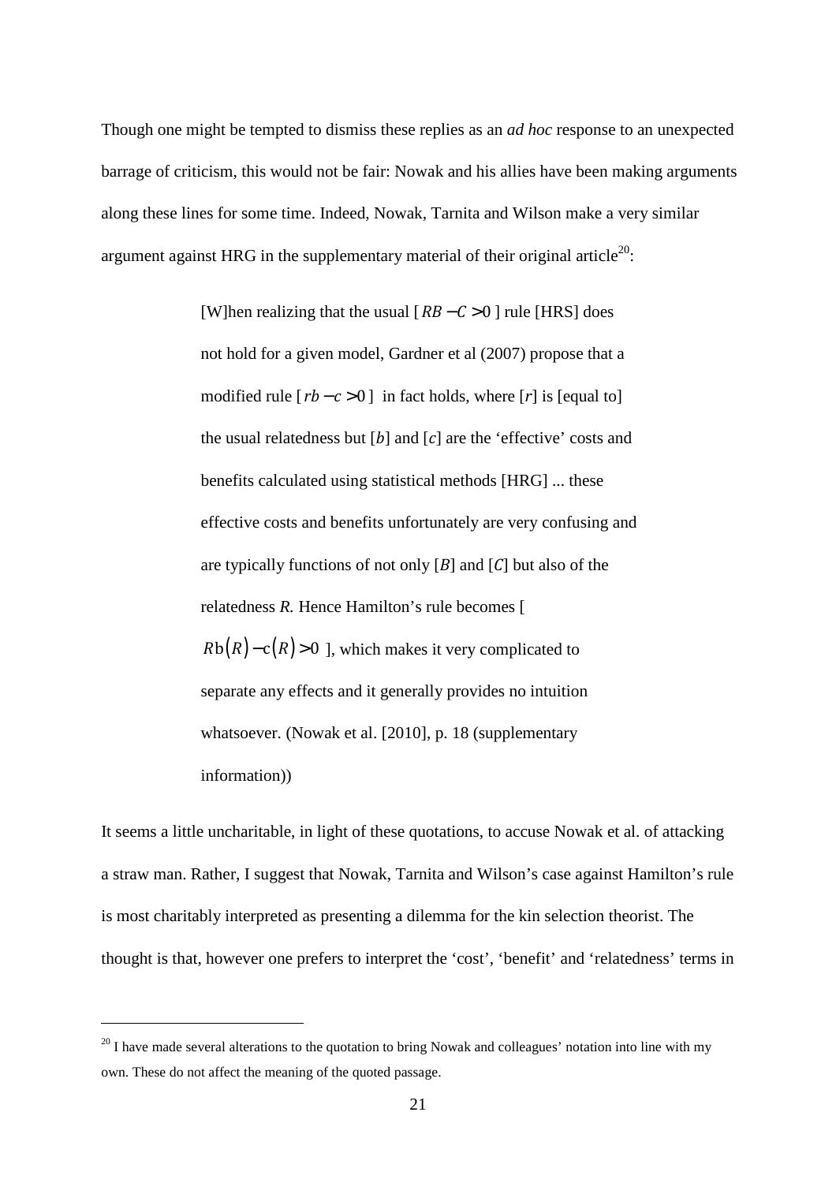Though one might be tempted to dismiss these replies as an *ad hoc* response to an unexpected barrage of criticism, this would not be fair: Nowak and his allies have been making arguments along these lines for some time. Indeed, Nowak, Tarnita and Wilson make a very similar argument against HRG in the supplementary material of their original article[20]:

> [W]hen realizing that the usual [ $RB - C > 0$ ] rule [HRS] does not hold for a given model, Gardner et al (2007) propose that a modified rule [ $rb - c > 0$ ] in fact holds, where [$r$] is [equal to] the usual relatedness but [$b$] and [$c$] are the 'effective' costs and benefits calculated using statistical methods [HRG] ... these effective costs and benefits unfortunately are very confusing and are typically functions of not only [$B$] and [$C$] but also of the relatedness $R$. Hence Hamilton's rule becomes [ $R\mathrm{b}(R) - \mathrm{c}(R) > 0$ ], which makes it very complicated to separate any effects and it generally provides no intuition whatsoever. (Nowak et al. [2010], p. 18 (supplementary information))

It seems a little uncharitable, in light of these quotations, to accuse Nowak et al. of attacking a straw man. Rather, I suggest that Nowak, Tarnita and Wilson's case against Hamilton's rule is most charitably interpreted as presenting a dilemma for the kin selection theorist. The thought is that, however one prefers to interpret the 'cost', 'benefit' and 'relatedness' terms in

[20] I have made several alterations to the quotation to bring Nowak and colleagues' notation into line with my own. These do not affect the meaning of the quoted passage.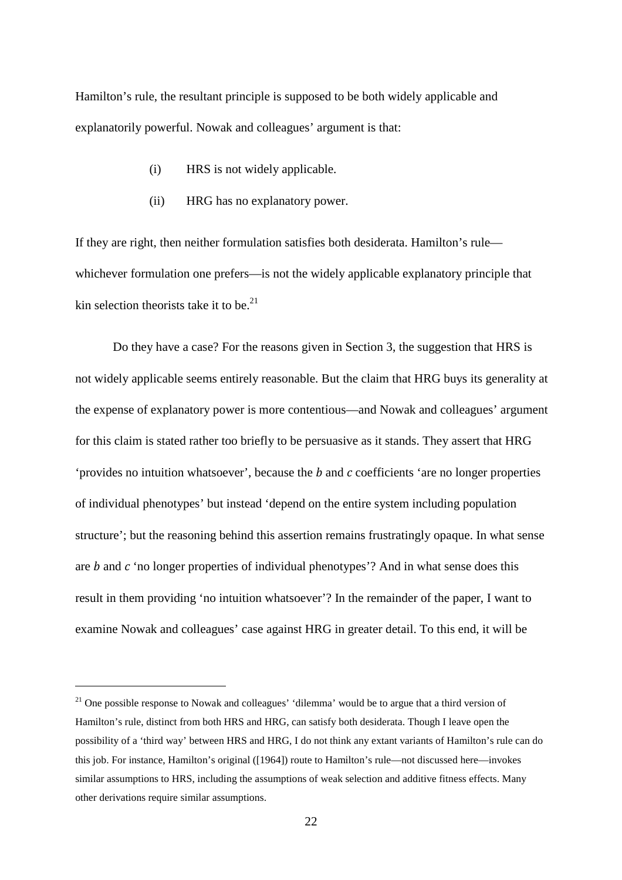Hamilton's rule, the resultant principle is supposed to be both widely applicable and explanatorily powerful. Nowak and colleagues' argument is that:

(i) HRS is not widely applicable.

(ii) HRG has no explanatory power.

If they are right, then neither formulation satisfies both desiderata. Hamilton's rule—whichever formulation one prefers—is not the widely applicable explanatory principle that kin selection theorists take it to be.[21]

Do they have a case? For the reasons given in Section 3, the suggestion that HRS is not widely applicable seems entirely reasonable. But the claim that HRG buys its generality at the expense of explanatory power is more contentious—and Nowak and colleagues' argument for this claim is stated rather too briefly to be persuasive as it stands. They assert that HRG 'provides no intuition whatsoever', because the $b$ and $c$ coefficients 'are no longer properties of individual phenotypes' but instead 'depend on the entire system including population structure'; but the reasoning behind this assertion remains frustratingly opaque. In what sense are $b$ and $c$ 'no longer properties of individual phenotypes'? And in what sense does this result in them providing 'no intuition whatsoever'? In the remainder of the paper, I want to examine Nowak and colleagues' case against HRG in greater detail. To this end, it will be

[21] One possible response to Nowak and colleagues' 'dilemma' would be to argue that a third version of Hamilton's rule, distinct from both HRS and HRG, can satisfy both desiderata. Though I leave open the possibility of a 'third way' between HRS and HRG, I do not think any extant variants of Hamilton's rule can do this job. For instance, Hamilton's original ([1964]) route to Hamilton's rule—not discussed here—invokes similar assumptions to HRS, including the assumptions of weak selection and additive fitness effects. Many other derivations require similar assumptions.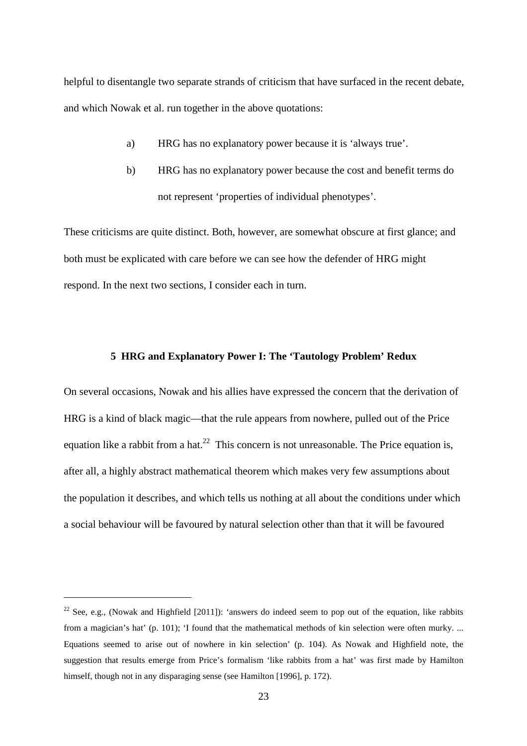helpful to disentangle two separate strands of criticism that have surfaced in the recent debate, and which Nowak et al. run together in the above quotations:

a) HRG has no explanatory power because it is 'always true'.

b) HRG has no explanatory power because the cost and benefit terms do not represent 'properties of individual phenotypes'.

These criticisms are quite distinct. Both, however, are somewhat obscure at first glance; and both must be explicated with care before we can see how the defender of HRG might respond. In the next two sections, I consider each in turn.

## 5 HRG and Explanatory Power I: The 'Tautology Problem' Redux

On several occasions, Nowak and his allies have expressed the concern that the derivation of HRG is a kind of black magic—that the rule appears from nowhere, pulled out of the Price equation like a rabbit from a hat.[22] This concern is not unreasonable. The Price equation is, after all, a highly abstract mathematical theorem which makes very few assumptions about the population it describes, and which tells us nothing at all about the conditions under which a social behaviour will be favoured by natural selection other than that it will be favoured

[22] See, e.g., (Nowak and Highfield [2011]): 'answers do indeed seem to pop out of the equation, like rabbits from a magician's hat' (p. 101); 'I found that the mathematical methods of kin selection were often murky. ... Equations seemed to arise out of nowhere in kin selection' (p. 104). As Nowak and Highfield note, the suggestion that results emerge from Price's formalism 'like rabbits from a hat' was first made by Hamilton himself, though not in any disparaging sense (see Hamilton [1996], p. 172).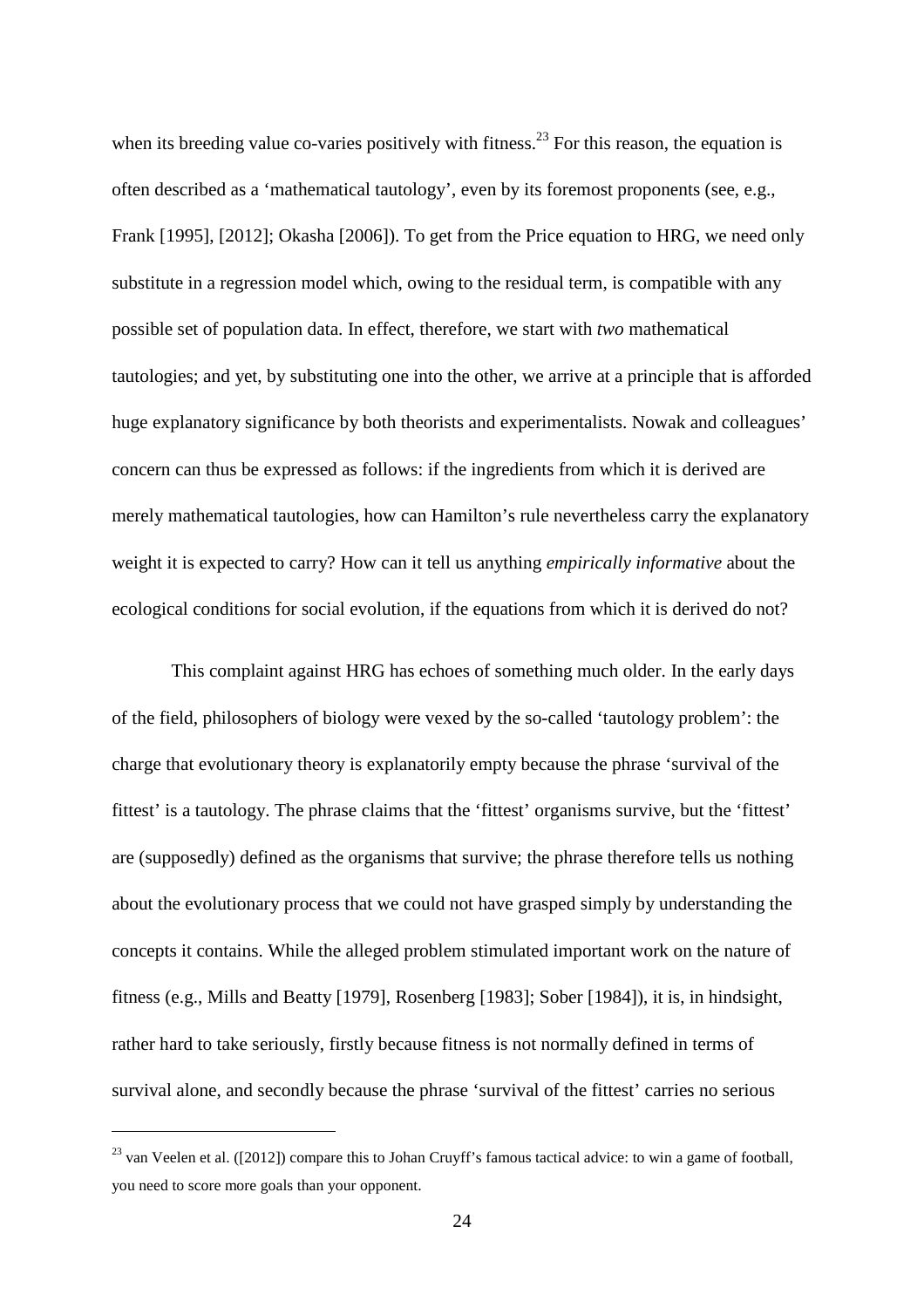when its breeding value co-varies positively with fitness.[23] For this reason, the equation is often described as a 'mathematical tautology', even by its foremost proponents (see, e.g., Frank [1995], [2012]; Okasha [2006]). To get from the Price equation to HRG, we need only substitute in a regression model which, owing to the residual term, is compatible with any possible set of population data. In effect, therefore, we start with *two* mathematical tautologies; and yet, by substituting one into the other, we arrive at a principle that is afforded huge explanatory significance by both theorists and experimentalists. Nowak and colleagues' concern can thus be expressed as follows: if the ingredients from which it is derived are merely mathematical tautologies, how can Hamilton's rule nevertheless carry the explanatory weight it is expected to carry? How can it tell us anything *empirically informative* about the ecological conditions for social evolution, if the equations from which it is derived do not?

This complaint against HRG has echoes of something much older. In the early days of the field, philosophers of biology were vexed by the so-called 'tautology problem': the charge that evolutionary theory is explanatorily empty because the phrase 'survival of the fittest' is a tautology. The phrase claims that the 'fittest' organisms survive, but the 'fittest' are (supposedly) defined as the organisms that survive; the phrase therefore tells us nothing about the evolutionary process that we could not have grasped simply by understanding the concepts it contains. While the alleged problem stimulated important work on the nature of fitness (e.g., Mills and Beatty [1979], Rosenberg [1983]; Sober [1984]), it is, in hindsight, rather hard to take seriously, firstly because fitness is not normally defined in terms of survival alone, and secondly because the phrase 'survival of the fittest' carries no serious

[23] van Veelen et al. ([2012]) compare this to Johan Cruyff's famous tactical advice: to win a game of football, you need to score more goals than your opponent.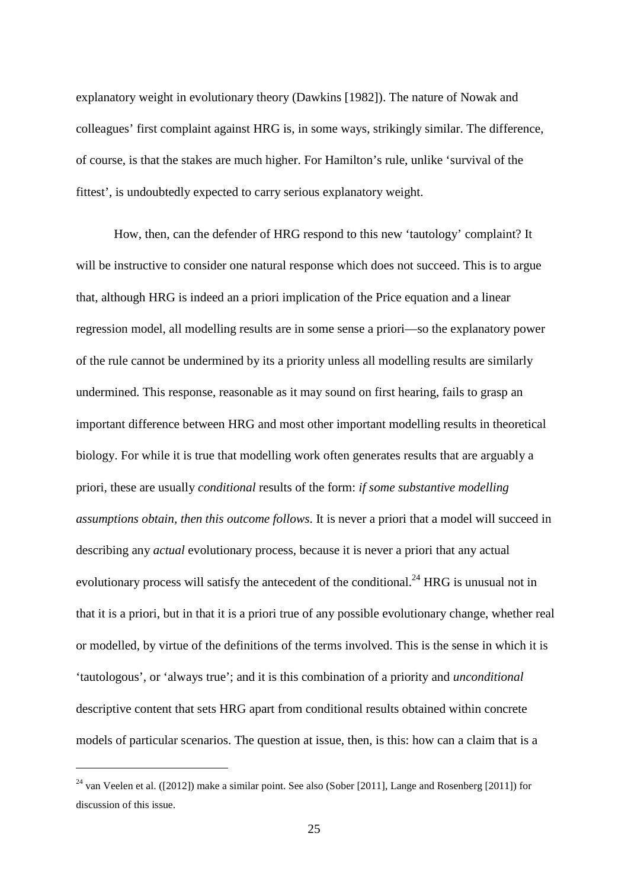explanatory weight in evolutionary theory (Dawkins [1982]). The nature of Nowak and colleagues' first complaint against HRG is, in some ways, strikingly similar. The difference, of course, is that the stakes are much higher. For Hamilton's rule, unlike 'survival of the fittest', is undoubtedly expected to carry serious explanatory weight.

How, then, can the defender of HRG respond to this new 'tautology' complaint? It will be instructive to consider one natural response which does not succeed. This is to argue that, although HRG is indeed an a priori implication of the Price equation and a linear regression model, all modelling results are in some sense a priori—so the explanatory power of the rule cannot be undermined by its a priority unless all modelling results are similarly undermined. This response, reasonable as it may sound on first hearing, fails to grasp an important difference between HRG and most other important modelling results in theoretical biology. For while it is true that modelling work often generates results that are arguably a priori, these are usually *conditional* results of the form: *if some substantive modelling assumptions obtain, then this outcome follows*. It is never a priori that a model will succeed in describing any *actual* evolutionary process, because it is never a priori that any actual evolutionary process will satisfy the antecedent of the conditional.[24] HRG is unusual not in that it is a priori, but in that it is a priori true of any possible evolutionary change, whether real or modelled, by virtue of the definitions of the terms involved. This is the sense in which it is 'tautologous', or 'always true'; and it is this combination of a priority and *unconditional* descriptive content that sets HRG apart from conditional results obtained within concrete models of particular scenarios. The question at issue, then, is this: how can a claim that is a

[24] van Veelen et al. ([2012]) make a similar point. See also (Sober [2011], Lange and Rosenberg [2011]) for discussion of this issue.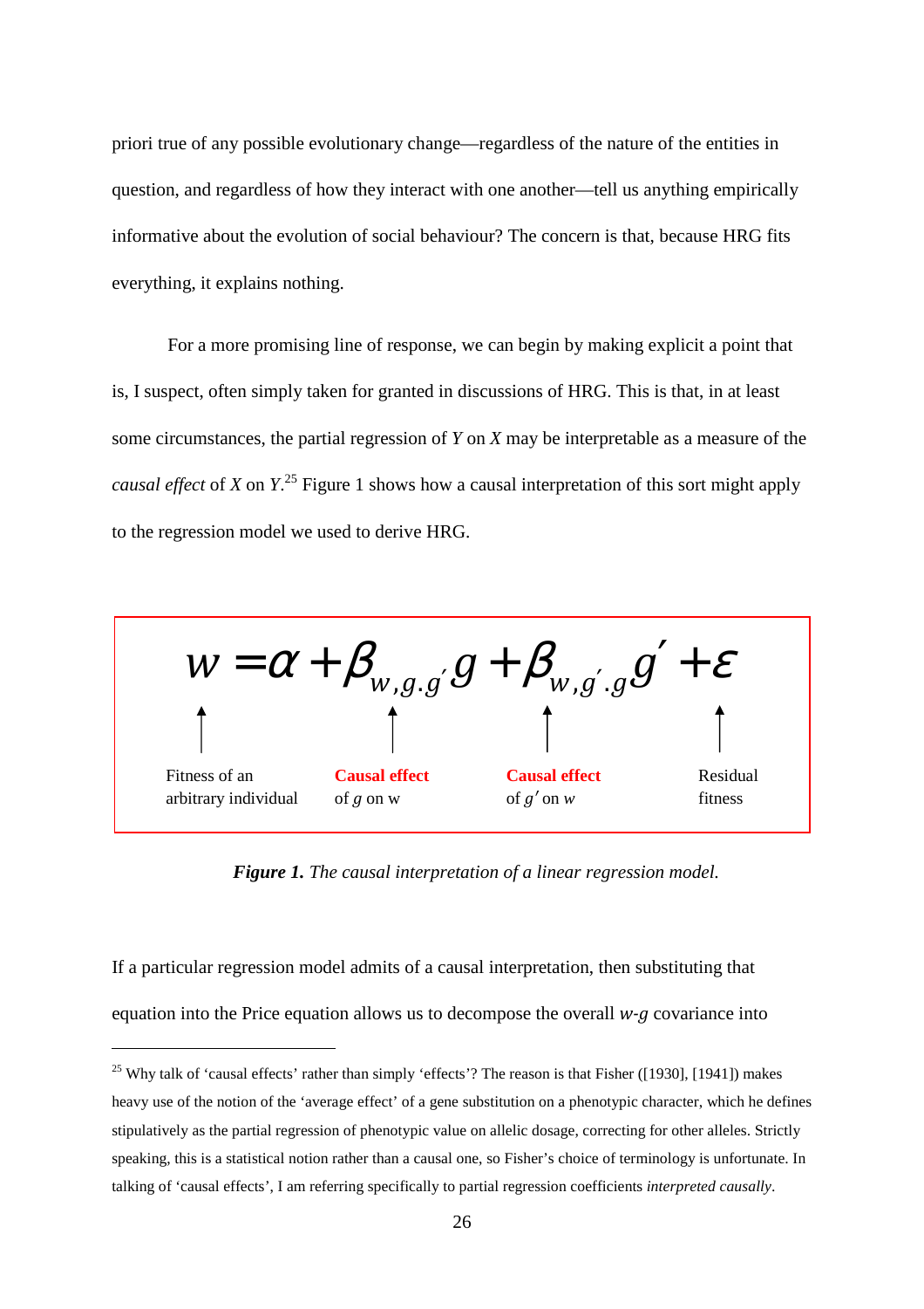priori true of any possible evolutionary change—regardless of the nature of the entities in question, and regardless of how they interact with one another—tell us anything empirically informative about the evolution of social behaviour? The concern is that, because HRG fits everything, it explains nothing.

For a more promising line of response, we can begin by making explicit a point that is, I suspect, often simply taken for granted in discussions of HRG. This is that, in at least some circumstances, the partial regression of $Y$ on $X$ may be interpretable as a measure of the *causal effect* of $X$ on $Y$.[25] Figure 1 shows how a causal interpretation of this sort might apply to the regression model we used to derive HRG.

$$w = \alpha + \beta_{w,g.g'} g + \beta_{w,g'.g} g' + \varepsilon$$

- $w$: Fitness of an arbitrary individual
- $\beta_{w,g.g'}$: **Causal effect** of $g$ on w
- $\beta_{w,g'.g}$: **Causal effect** of $g'$ on $w$
- $\varepsilon$: Residual fitness

***Figure 1.*** *The causal interpretation of a linear regression model.*

If a particular regression model admits of a causal interpretation, then substituting that equation into the Price equation allows us to decompose the overall $w$-$g$ covariance into

[25] Why talk of 'causal effects' rather than simply 'effects'? The reason is that Fisher ([1930], [1941]) makes heavy use of the notion of the 'average effect' of a gene substitution on a phenotypic character, which he defines stipulatively as the partial regression of phenotypic value on allelic dosage, correcting for other alleles. Strictly speaking, this is a statistical notion rather than a causal one, so Fisher's choice of terminology is unfortunate. In talking of 'causal effects', I am referring specifically to partial regression coefficients *interpreted causally*.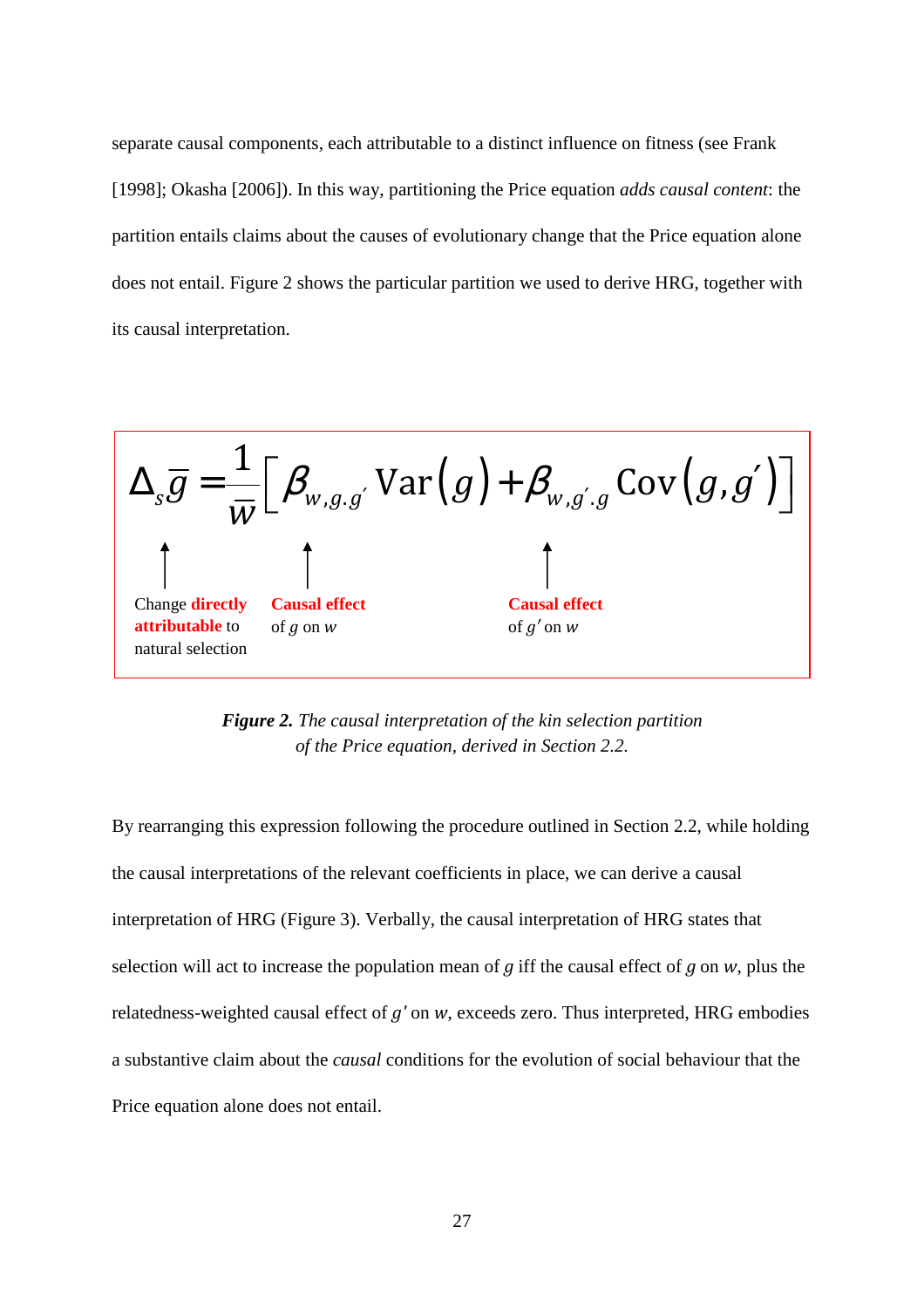separate causal components, each attributable to a distinct influence on fitness (see Frank [1998]; Okasha [2006]). In this way, partitioning the Price equation *adds causal content*: the partition entails claims about the causes of evolutionary change that the Price equation alone does not entail. Figure 2 shows the particular partition we used to derive HRG, together with its causal interpretation.

$$\Delta_s \bar{g} = \frac{1}{\bar{w}}\left[\beta_{w,g.g'}\,\mathrm{Var}(g) + \beta_{w,g'.g}\,\mathrm{Cov}(g,g')\right]$$

- $\Delta_s \bar{g}$: Change **directly attributable** to natural selection
- $\beta_{w,g.g'}$: **Causal effect** of $g$ on $w$
- $\beta_{w,g'.g}$: **Causal effect** of $g'$ on $w$

***Figure 2.*** *The causal interpretation of the kin selection partition of the Price equation, derived in Section 2.2.*

By rearranging this expression following the procedure outlined in Section 2.2, while holding the causal interpretations of the relevant coefficients in place, we can derive a causal interpretation of HRG (Figure 3). Verbally, the causal interpretation of HRG states that selection will act to increase the population mean of $g$ iff the causal effect of $g$ on $w$, plus the relatedness-weighted causal effect of $g'$ on $w$, exceeds zero. Thus interpreted, HRG embodies a substantive claim about the *causal* conditions for the evolution of social behaviour that the Price equation alone does not entail.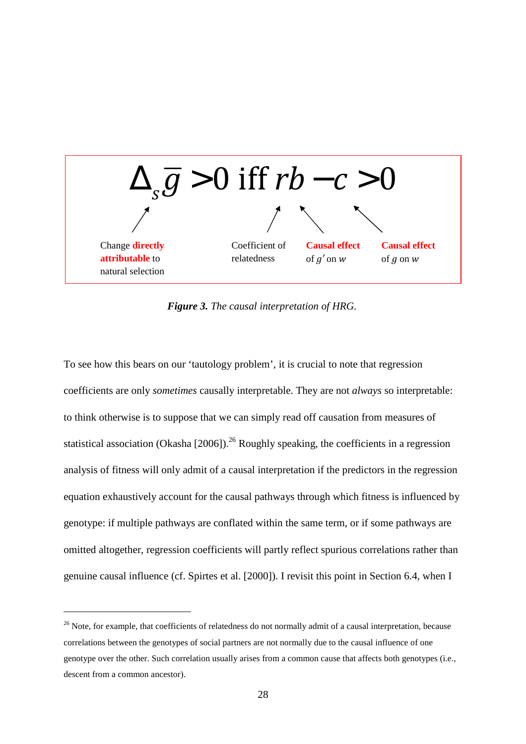$$\Delta_s \bar{g} > 0 \text{ iff } rb - c > 0$$

- $\Delta_s \bar{g}$: Change **directly attributable** to natural selection
- $r$: Coefficient of relatedness
- $b$: **Causal effect** of $g'$ on $w$
- $c$: **Causal effect** of $g$ on $w$

***Figure 3.*** *The causal interpretation of HRG.*

To see how this bears on our 'tautology problem', it is crucial to note that regression coefficients are only *sometimes* causally interpretable. They are not *always* so interpretable: to think otherwise is to suppose that we can simply read off causation from measures of statistical association (Okasha [2006]).[26] Roughly speaking, the coefficients in a regression analysis of fitness will only admit of a causal interpretation if the predictors in the regression equation exhaustively account for the causal pathways through which fitness is influenced by genotype: if multiple pathways are conflated within the same term, or if some pathways are omitted altogether, regression coefficients will partly reflect spurious correlations rather than genuine causal influence (cf. Spirtes et al. [2000]). I revisit this point in Section 6.4, when I

---

[26] Note, for example, that coefficients of relatedness do not normally admit of a causal interpretation, because correlations between the genotypes of social partners are not normally due to the causal influence of one genotype over the other. Such correlation usually arises from a common cause that affects both genotypes (i.e., descent from a common ancestor).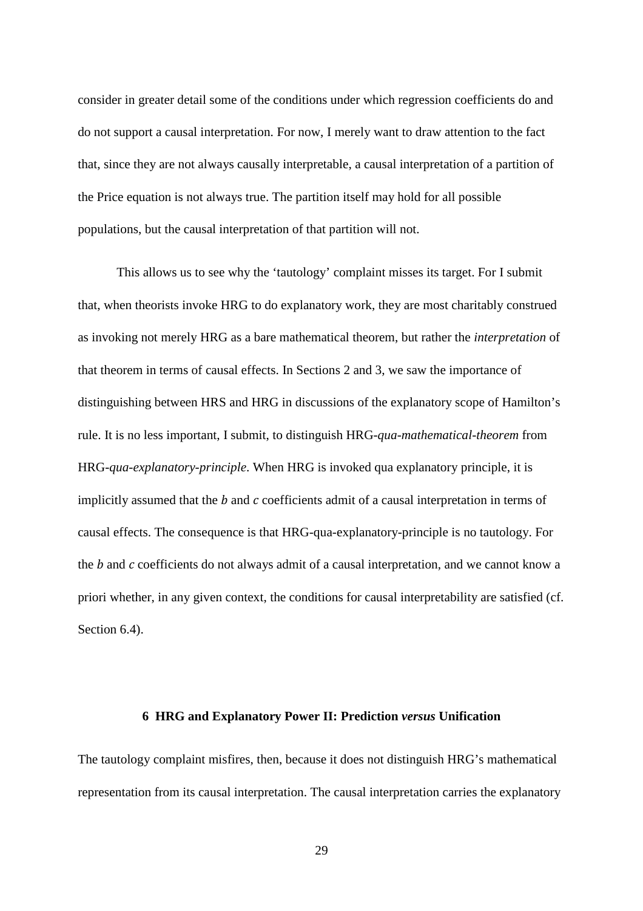consider in greater detail some of the conditions under which regression coefficients do and do not support a causal interpretation. For now, I merely want to draw attention to the fact that, since they are not always causally interpretable, a causal interpretation of a partition of the Price equation is not always true. The partition itself may hold for all possible populations, but the causal interpretation of that partition will not.

This allows us to see why the 'tautology' complaint misses its target. For I submit that, when theorists invoke HRG to do explanatory work, they are most charitably construed as invoking not merely HRG as a bare mathematical theorem, but rather the *interpretation* of that theorem in terms of causal effects. In Sections 2 and 3, we saw the importance of distinguishing between HRS and HRG in discussions of the explanatory scope of Hamilton's rule. It is no less important, I submit, to distinguish HRG-*qua-mathematical-theorem* from HRG-*qua-explanatory-principle*. When HRG is invoked qua explanatory principle, it is implicitly assumed that the $b$ and $c$ coefficients admit of a causal interpretation in terms of causal effects. The consequence is that HRG-qua-explanatory-principle is no tautology. For the $b$ and $c$ coefficients do not always admit of a causal interpretation, and we cannot know a priori whether, in any given context, the conditions for causal interpretability are satisfied (cf. Section 6.4).

## 6 HRG and Explanatory Power II: Prediction *versus* Unification

The tautology complaint misfires, then, because it does not distinguish HRG's mathematical representation from its causal interpretation. The causal interpretation carries the explanatory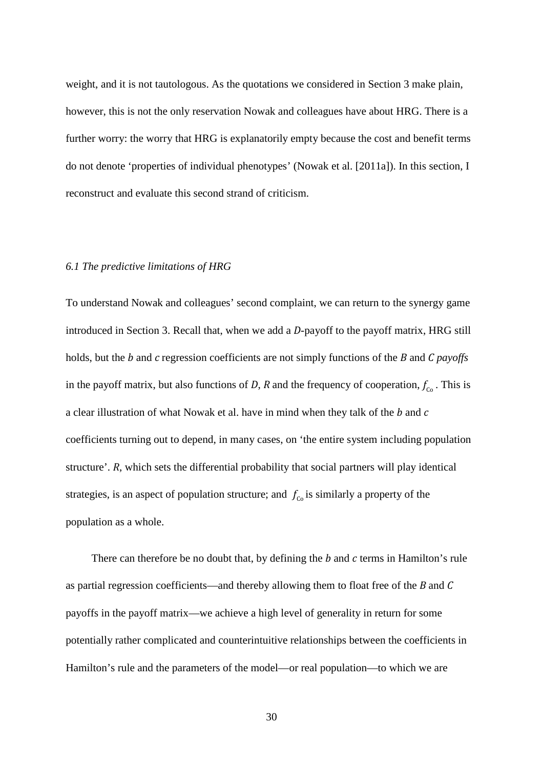weight, and it is not tautologous. As the quotations we considered in Section 3 make plain, however, this is not the only reservation Nowak and colleagues have about HRG. There is a further worry: the worry that HRG is explanatorily empty because the cost and benefit terms do not denote 'properties of individual phenotypes' (Nowak et al. [2011a]). In this section, I reconstruct and evaluate this second strand of criticism.

### *6.1 The predictive limitations of HRG*

To understand Nowak and colleagues' second complaint, we can return to the synergy game introduced in Section 3. Recall that, when we add a *D*-payoff to the payoff matrix, HRG still holds, but the *b* and *c* regression coefficients are not simply functions of the $B$ and $C$ *payoffs* in the payoff matrix, but also functions of *D*, *R* and the frequency of cooperation, $f_{Co}$. This is a clear illustration of what Nowak et al. have in mind when they talk of the *b* and *c* coefficients turning out to depend, in many cases, on 'the entire system including population structure'. *R*, which sets the differential probability that social partners will play identical strategies, is an aspect of population structure; and $f_{Co}$ is similarly a property of the population as a whole.

There can therefore be no doubt that, by defining the *b* and *c* terms in Hamilton's rule as partial regression coefficients—and thereby allowing them to float free of the $B$ and $C$ payoffs in the payoff matrix—we achieve a high level of generality in return for some potentially rather complicated and counterintuitive relationships between the coefficients in Hamilton's rule and the parameters of the model—or real population—to which we are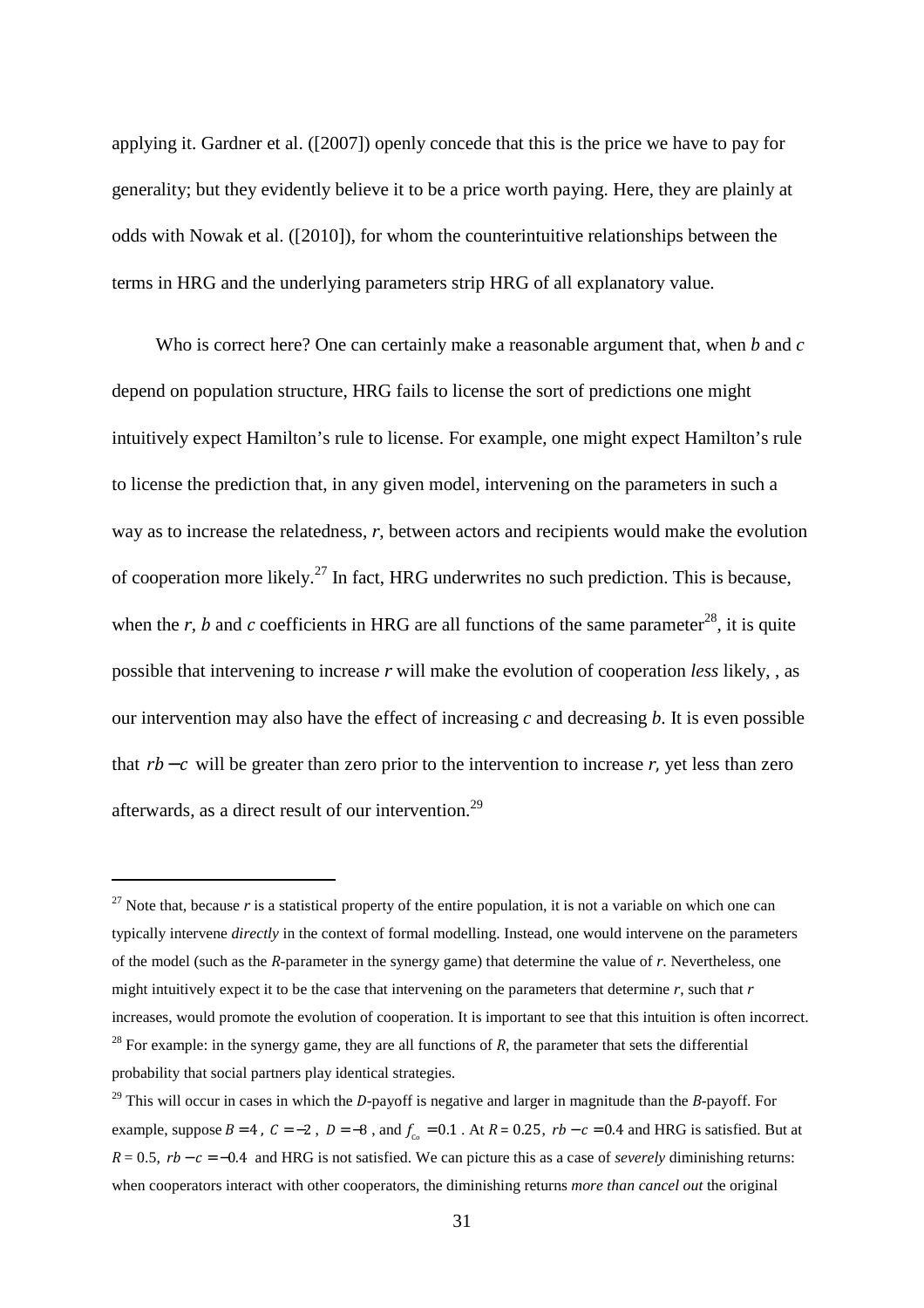applying it. Gardner et al. ([2007]) openly concede that this is the price we have to pay for generality; but they evidently believe it to be a price worth paying. Here, they are plainly at odds with Nowak et al. ([2010]), for whom the counterintuitive relationships between the terms in HRG and the underlying parameters strip HRG of all explanatory value.

Who is correct here? One can certainly make a reasonable argument that, when *b* and *c* depend on population structure, HRG fails to license the sort of predictions one might intuitively expect Hamilton's rule to license. For example, one might expect Hamilton's rule to license the prediction that, in any given model, intervening on the parameters in such a way as to increase the relatedness, *r*, between actors and recipients would make the evolution of cooperation more likely.[27] In fact, HRG underwrites no such prediction. This is because, when the *r*, *b* and *c* coefficients in HRG are all functions of the same parameter[28], it is quite possible that intervening to increase *r* will make the evolution of cooperation *less* likely, , as our intervention may also have the effect of increasing *c* and decreasing *b*. It is even possible that $rb - c$ will be greater than zero prior to the intervention to increase *r*, yet less than zero afterwards, as a direct result of our intervention.[29]

---

[27] Note that, because *r* is a statistical property of the entire population, it is not a variable on which one can typically intervene *directly* in the context of formal modelling. Instead, one would intervene on the parameters of the model (such as the *R*-parameter in the synergy game) that determine the value of *r*. Nevertheless, one might intuitively expect it to be the case that intervening on the parameters that determine *r*, such that *r* increases, would promote the evolution of cooperation. It is important to see that this intuition is often incorrect.

[28] For example: in the synergy game, they are all functions of *R*, the parameter that sets the differential probability that social partners play identical strategies.

[29] This will occur in cases in which the *D*-payoff is negative and larger in magnitude than the *B*-payoff. For example, suppose $B = 4$, $C = -2$, $D = -8$, and $f_{Co} = 0.1$. At $R = 0.25$, $rb - c = 0.4$ and HRG is satisfied. But at $R = 0.5$, $rb - c = -0.4$ and HRG is not satisfied. We can picture this as a case of *severely* diminishing returns: when cooperators interact with other cooperators, the diminishing returns *more than cancel out* the original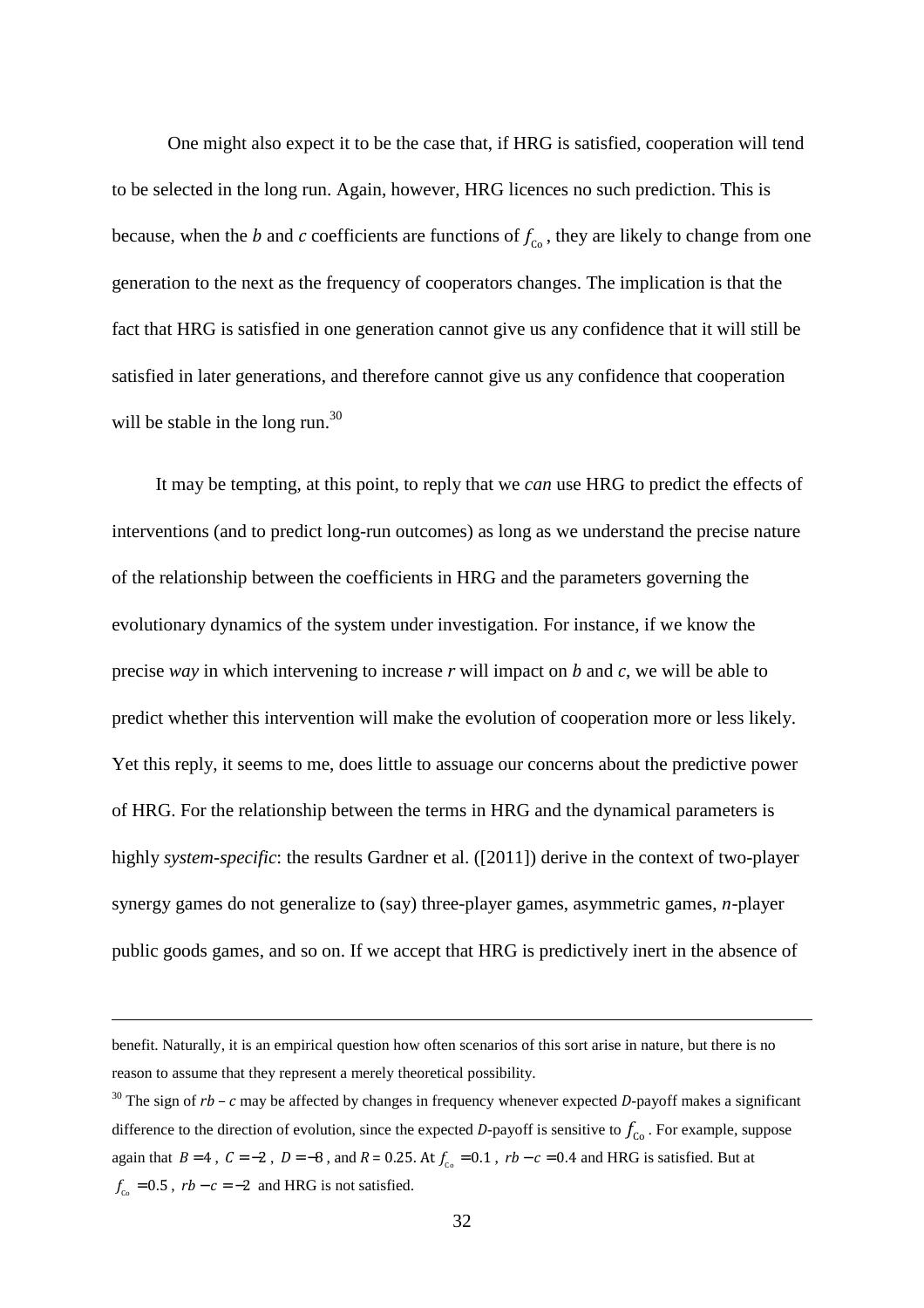One might also expect it to be the case that, if HRG is satisfied, cooperation will tend to be selected in the long run. Again, however, HRG licences no such prediction. This is because, when the *b* and *c* coefficients are functions of $f_{Co}$, they are likely to change from one generation to the next as the frequency of cooperators changes. The implication is that the fact that HRG is satisfied in one generation cannot give us any confidence that it will still be satisfied in later generations, and therefore cannot give us any confidence that cooperation will be stable in the long run.[30]

It may be tempting, at this point, to reply that we *can* use HRG to predict the effects of interventions (and to predict long-run outcomes) as long as we understand the precise nature of the relationship between the coefficients in HRG and the parameters governing the evolutionary dynamics of the system under investigation. For instance, if we know the precise *way* in which intervening to increase *r* will impact on *b* and *c*, we will be able to predict whether this intervention will make the evolution of cooperation more or less likely. Yet this reply, it seems to me, does little to assuage our concerns about the predictive power of HRG. For the relationship between the terms in HRG and the dynamical parameters is highly *system-specific*: the results Gardner et al. ([2011]) derive in the context of two-player synergy games do not generalize to (say) three-player games, asymmetric games, *n*-player public goods games, and so on. If we accept that HRG is predictively inert in the absence of

---

benefit. Naturally, it is an empirical question how often scenarios of this sort arise in nature, but there is no reason to assume that they represent a merely theoretical possibility.

[30] The sign of $rb - c$ may be affected by changes in frequency whenever expected *D*-payoff makes a significant difference to the direction of evolution, since the expected *D*-payoff is sensitive to $f_{Co}$. For example, suppose again that $B = 4$, $C = -2$, $D = -8$, and $R = 0.25$. At $f_{Co} = 0.1$, $rb - c = 0.4$ and HRG is satisfied. But at $f_{Co} = 0.5$, $rb - c = -2$ and HRG is not satisfied.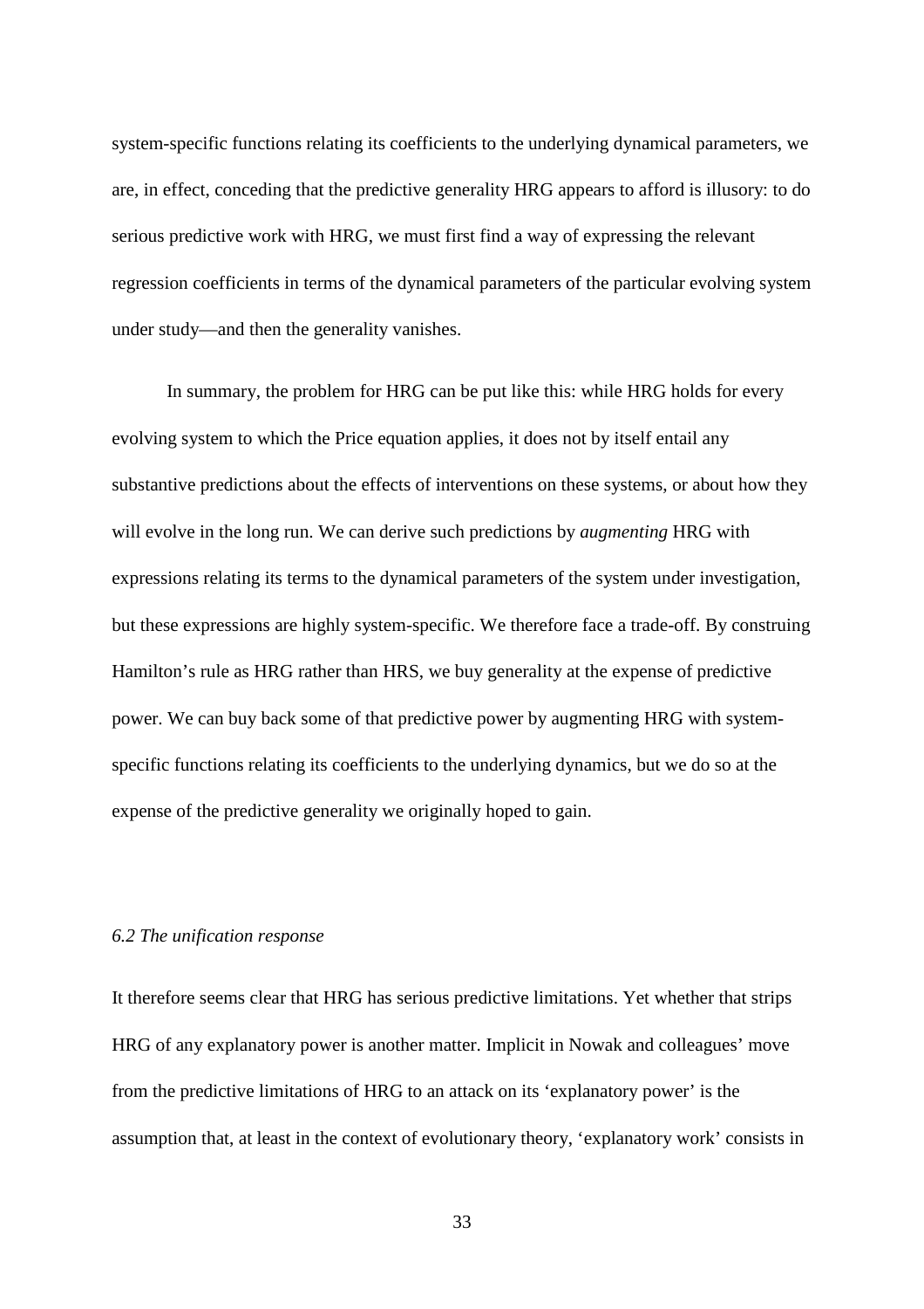system-specific functions relating its coefficients to the underlying dynamical parameters, we are, in effect, conceding that the predictive generality HRG appears to afford is illusory: to do serious predictive work with HRG, we must first find a way of expressing the relevant regression coefficients in terms of the dynamical parameters of the particular evolving system under study—and then the generality vanishes.

In summary, the problem for HRG can be put like this: while HRG holds for every evolving system to which the Price equation applies, it does not by itself entail any substantive predictions about the effects of interventions on these systems, or about how they will evolve in the long run. We can derive such predictions by *augmenting* HRG with expressions relating its terms to the dynamical parameters of the system under investigation, but these expressions are highly system-specific. We therefore face a trade-off. By construing Hamilton's rule as HRG rather than HRS, we buy generality at the expense of predictive power. We can buy back some of that predictive power by augmenting HRG with system-specific functions relating its coefficients to the underlying dynamics, but we do so at the expense of the predictive generality we originally hoped to gain.

### *6.2 The unification response*

It therefore seems clear that HRG has serious predictive limitations. Yet whether that strips HRG of any explanatory power is another matter. Implicit in Nowak and colleagues' move from the predictive limitations of HRG to an attack on its 'explanatory power' is the assumption that, at least in the context of evolutionary theory, 'explanatory work' consists in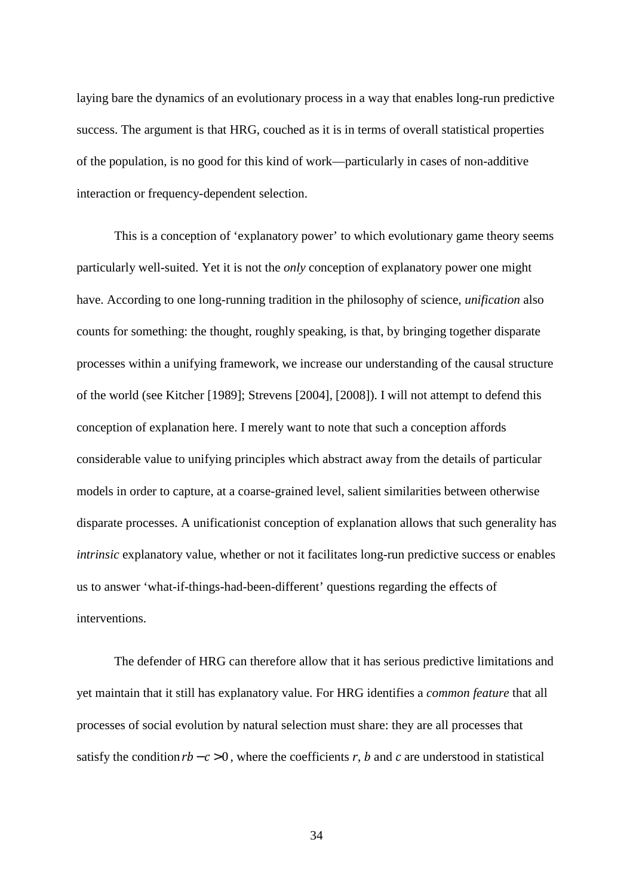laying bare the dynamics of an evolutionary process in a way that enables long-run predictive success. The argument is that HRG, couched as it is in terms of overall statistical properties of the population, is no good for this kind of work—particularly in cases of non-additive interaction or frequency-dependent selection.

This is a conception of 'explanatory power' to which evolutionary game theory seems particularly well-suited. Yet it is not the *only* conception of explanatory power one might have. According to one long-running tradition in the philosophy of science, *unification* also counts for something: the thought, roughly speaking, is that, by bringing together disparate processes within a unifying framework, we increase our understanding of the causal structure of the world (see Kitcher [1989]; Strevens [2004], [2008]). I will not attempt to defend this conception of explanation here. I merely want to note that such a conception affords considerable value to unifying principles which abstract away from the details of particular models in order to capture, at a coarse-grained level, salient similarities between otherwise disparate processes. A unificationist conception of explanation allows that such generality has *intrinsic* explanatory value, whether or not it facilitates long-run predictive success or enables us to answer 'what-if-things-had-been-different' questions regarding the effects of interventions.

The defender of HRG can therefore allow that it has serious predictive limitations and yet maintain that it still has explanatory value. For HRG identifies a *common feature* that all processes of social evolution by natural selection must share: they are all processes that satisfy the condition $rb - c > 0$, where the coefficients $r$, $b$ and $c$ are understood in statistical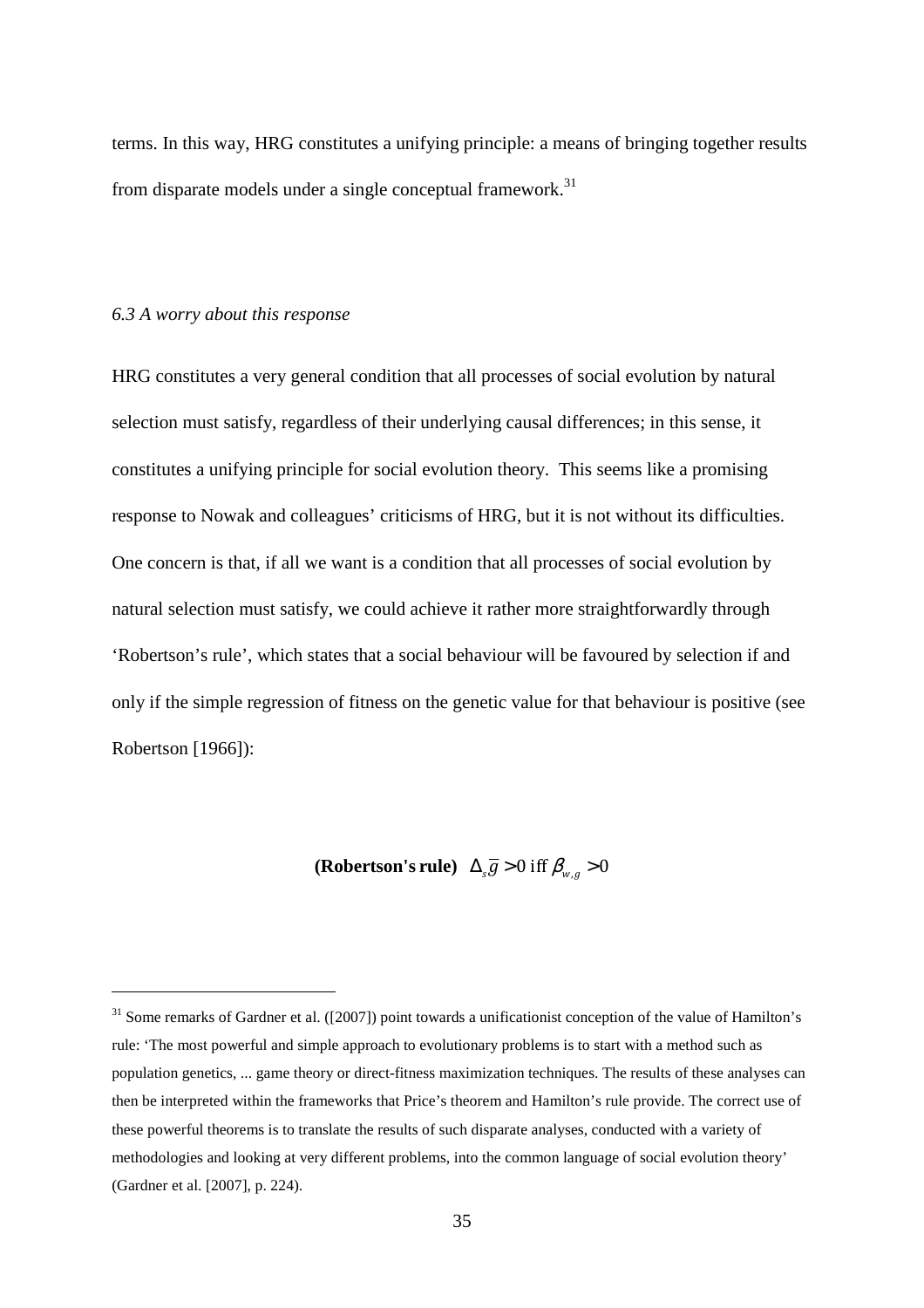terms. In this way, HRG constitutes a unifying principle: a means of bringing together results from disparate models under a single conceptual framework.[31]

*6.3 A worry about this response*

HRG constitutes a very general condition that all processes of social evolution by natural selection must satisfy, regardless of their underlying causal differences; in this sense, it constitutes a unifying principle for social evolution theory. This seems like a promising response to Nowak and colleagues' criticisms of HRG, but it is not without its difficulties. One concern is that, if all we want is a condition that all processes of social evolution by natural selection must satisfy, we could achieve it rather more straightforwardly through 'Robertson's rule', which states that a social behaviour will be favoured by selection if and only if the simple regression of fitness on the genetic value for that behaviour is positive (see Robertson [1966]):

$$\textbf{(Robertson's rule)} \quad \Delta_s \bar{g} > 0 \text{ iff } \beta_{w,g} > 0$$

[31] Some remarks of Gardner et al. ([2007]) point towards a unificationist conception of the value of Hamilton's rule: 'The most powerful and simple approach to evolutionary problems is to start with a method such as population genetics, ... game theory or direct-fitness maximization techniques. The results of these analyses can then be interpreted within the frameworks that Price's theorem and Hamilton's rule provide. The correct use of these powerful theorems is to translate the results of such disparate analyses, conducted with a variety of methodologies and looking at very different problems, into the common language of social evolution theory' (Gardner et al. [2007], p. 224).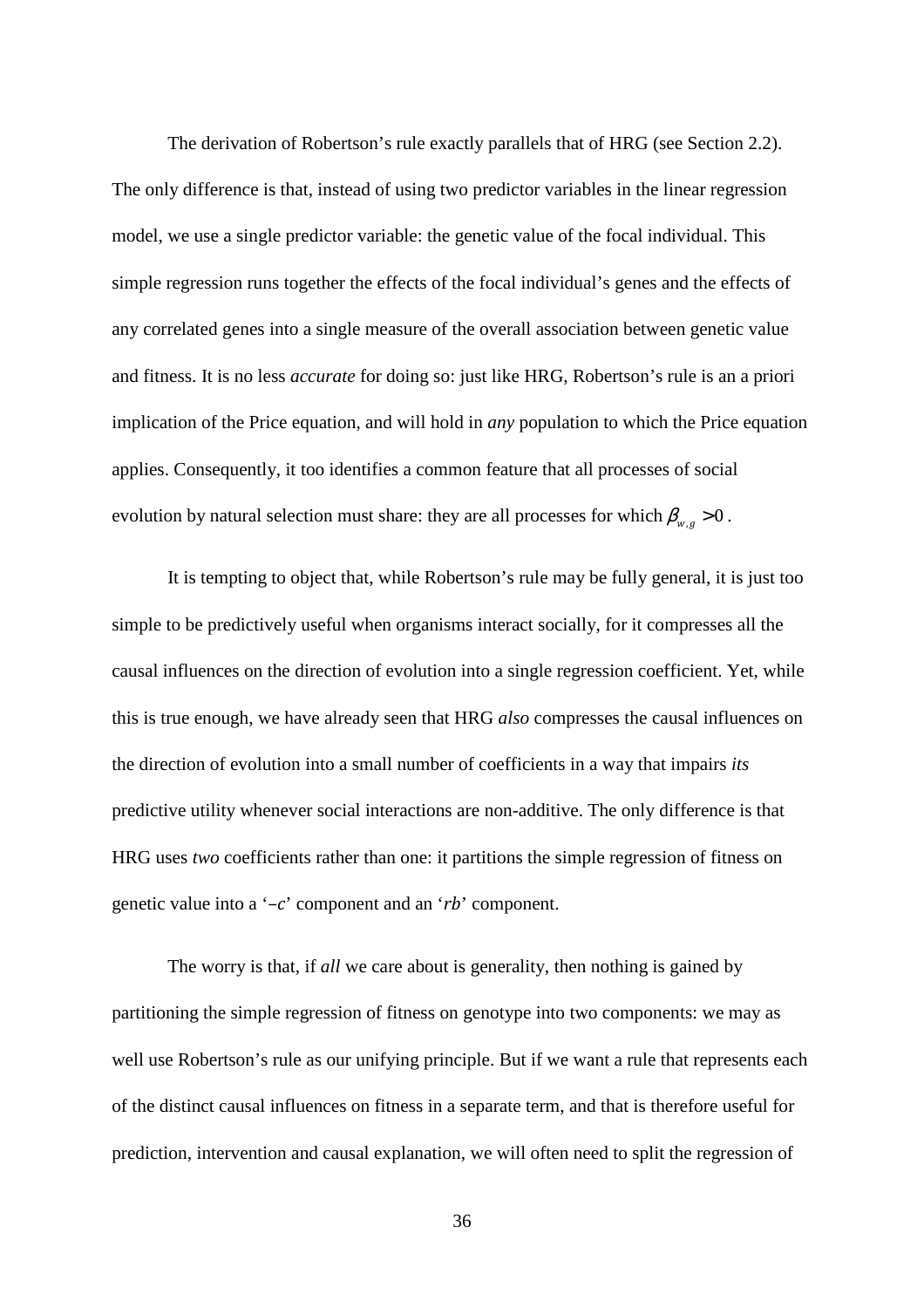The derivation of Robertson's rule exactly parallels that of HRG (see Section 2.2). The only difference is that, instead of using two predictor variables in the linear regression model, we use a single predictor variable: the genetic value of the focal individual. This simple regression runs together the effects of the focal individual's genes and the effects of any correlated genes into a single measure of the overall association between genetic value and fitness. It is no less *accurate* for doing so: just like HRG, Robertson's rule is an a priori implication of the Price equation, and will hold in *any* population to which the Price equation applies. Consequently, it too identifies a common feature that all processes of social evolution by natural selection must share: they are all processes for which $\beta_{w,g} > 0$.

It is tempting to object that, while Robertson's rule may be fully general, it is just too simple to be predictively useful when organisms interact socially, for it compresses all the causal influences on the direction of evolution into a single regression coefficient. Yet, while this is true enough, we have already seen that HRG *also* compresses the causal influences on the direction of evolution into a small number of coefficients in a way that impairs *its* predictive utility whenever social interactions are non-additive. The only difference is that HRG uses *two* coefficients rather than one: it partitions the simple regression of fitness on genetic value into a '$-c$' component and an '$rb$' component.

The worry is that, if *all* we care about is generality, then nothing is gained by partitioning the simple regression of fitness on genotype into two components: we may as well use Robertson's rule as our unifying principle. But if we want a rule that represents each of the distinct causal influences on fitness in a separate term, and that is therefore useful for prediction, intervention and causal explanation, we will often need to split the regression of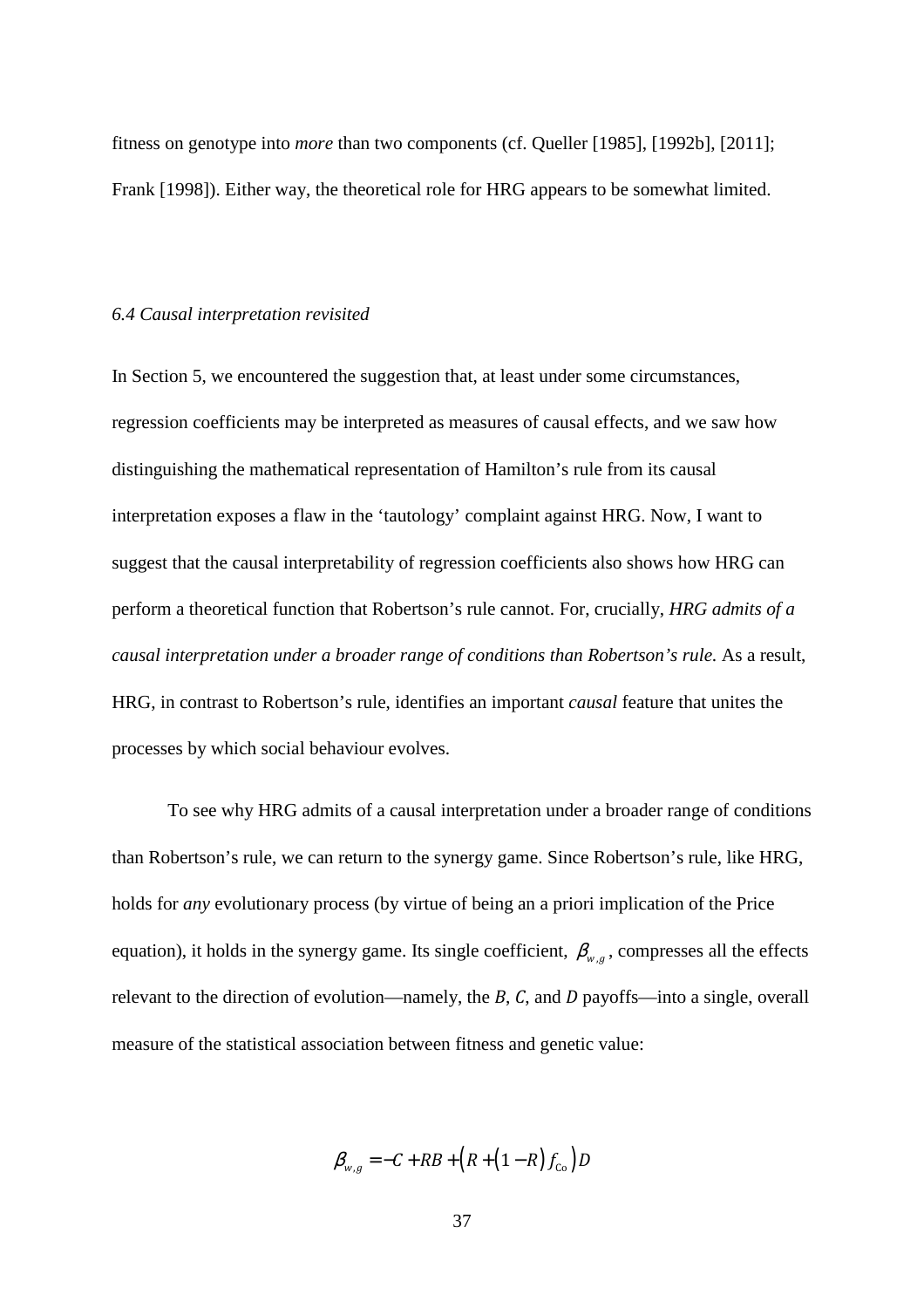fitness on genotype into *more* than two components (cf. Queller [1985], [1992b], [2011]; Frank [1998]). Either way, the theoretical role for HRG appears to be somewhat limited.

### *6.4 Causal interpretation revisited*

In Section 5, we encountered the suggestion that, at least under some circumstances, regression coefficients may be interpreted as measures of causal effects, and we saw how distinguishing the mathematical representation of Hamilton's rule from its causal interpretation exposes a flaw in the 'tautology' complaint against HRG. Now, I want to suggest that the causal interpretability of regression coefficients also shows how HRG can perform a theoretical function that Robertson's rule cannot. For, crucially, *HRG admits of a causal interpretation under a broader range of conditions than Robertson's rule.* As a result, HRG, in contrast to Robertson's rule, identifies an important *causal* feature that unites the processes by which social behaviour evolves.

To see why HRG admits of a causal interpretation under a broader range of conditions than Robertson's rule, we can return to the synergy game. Since Robertson's rule, like HRG, holds for *any* evolutionary process (by virtue of being an a priori implication of the Price equation), it holds in the synergy game. Its single coefficient, $\beta_{w,g}$, compresses all the effects relevant to the direction of evolution—namely, the $B$, $C$, and $D$ payoffs—into a single, overall measure of the statistical association between fitness and genetic value:

$$\beta_{w,g} = -C + RB + \left(R + (1 - R) f_{\text{Co}}\right) D$$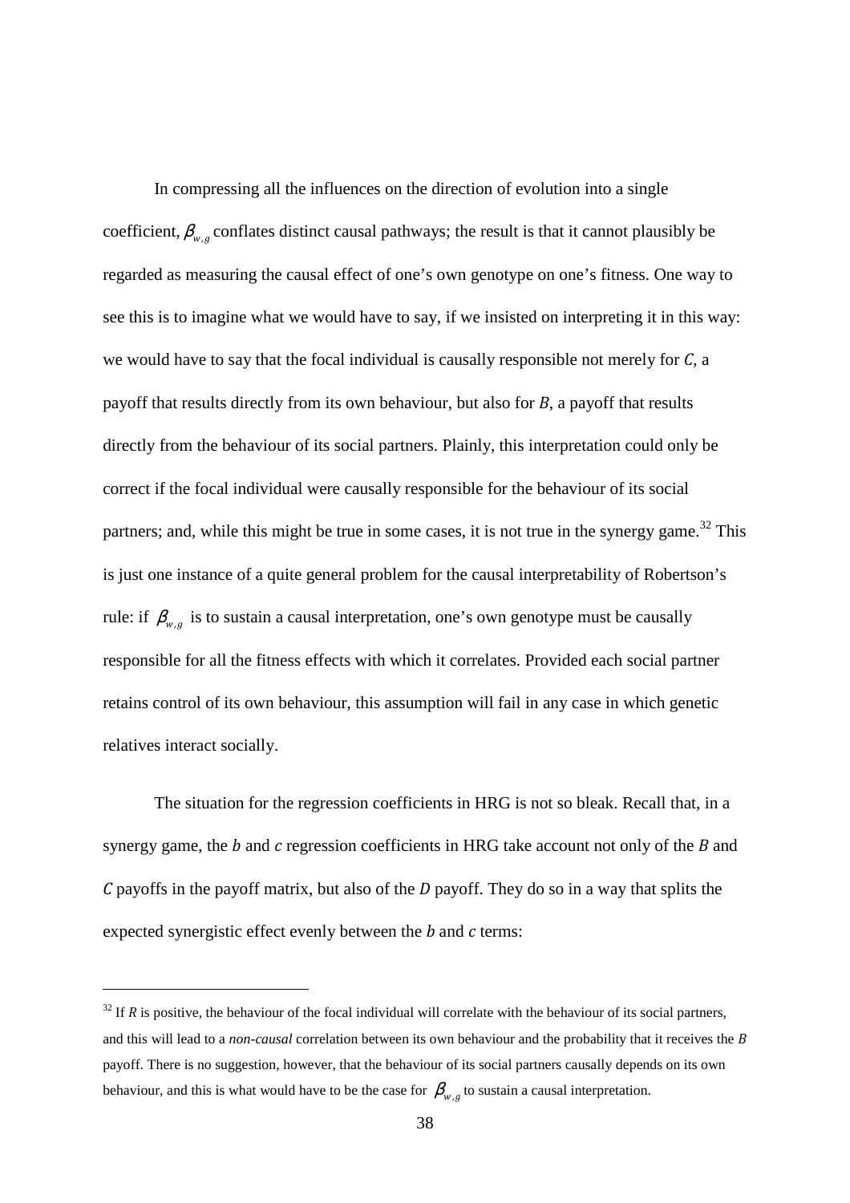In compressing all the influences on the direction of evolution into a single coefficient, $\beta_{w,g}$ conflates distinct causal pathways; the result is that it cannot plausibly be regarded as measuring the causal effect of one's own genotype on one's fitness. One way to see this is to imagine what we would have to say, if we insisted on interpreting it in this way: we would have to say that the focal individual is causally responsible not merely for $C$, a payoff that results directly from its own behaviour, but also for $B$, a payoff that results directly from the behaviour of its social partners. Plainly, this interpretation could only be correct if the focal individual were causally responsible for the behaviour of its social partners; and, while this might be true in some cases, it is not true in the synergy game.[32] This is just one instance of a quite general problem for the causal interpretability of Robertson's rule: if $\beta_{w,g}$ is to sustain a causal interpretation, one's own genotype must be causally responsible for all the fitness effects with which it correlates. Provided each social partner retains control of its own behaviour, this assumption will fail in any case in which genetic relatives interact socially.

The situation for the regression coefficients in HRG is not so bleak. Recall that, in a synergy game, the $b$ and $c$ regression coefficients in HRG take account not only of the $B$ and $C$ payoffs in the payoff matrix, but also of the $D$ payoff. They do so in a way that splits the expected synergistic effect evenly between the $b$ and $c$ terms:

---

[32] If $R$ is positive, the behaviour of the focal individual will correlate with the behaviour of its social partners, and this will lead to a *non-causal* correlation between its own behaviour and the probability that it receives the $B$ payoff. There is no suggestion, however, that the behaviour of its social partners causally depends on its own behaviour, and this is what would have to be the case for $\beta_{w,g}$ to sustain a causal interpretation.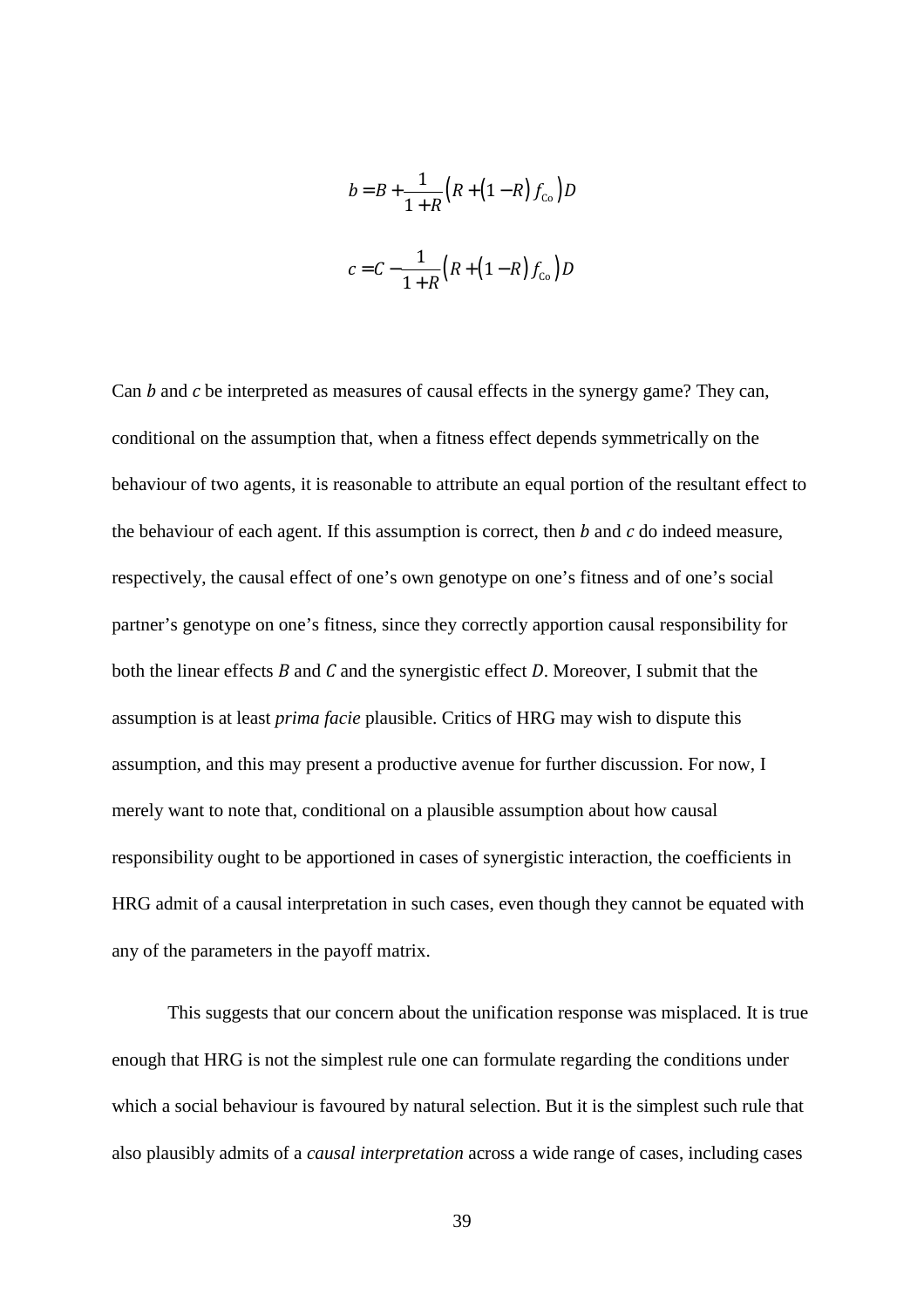$$b = B + \frac{1}{1+R}\left(R + (1-R) f_{\mathrm{Co}}\right)D$$

$$c = C - \frac{1}{1+R}\left(R + (1-R) f_{\mathrm{Co}}\right)D$$

Can $b$ and $c$ be interpreted as measures of causal effects in the synergy game? They can, conditional on the assumption that, when a fitness effect depends symmetrically on the behaviour of two agents, it is reasonable to attribute an equal portion of the resultant effect to the behaviour of each agent. If this assumption is correct, then $b$ and $c$ do indeed measure, respectively, the causal effect of one's own genotype on one's fitness and of one's social partner's genotype on one's fitness, since they correctly apportion causal responsibility for both the linear effects $B$ and $C$ and the synergistic effect $D$. Moreover, I submit that the assumption is at least *prima facie* plausible. Critics of HRG may wish to dispute this assumption, and this may present a productive avenue for further discussion. For now, I merely want to note that, conditional on a plausible assumption about how causal responsibility ought to be apportioned in cases of synergistic interaction, the coefficients in HRG admit of a causal interpretation in such cases, even though they cannot be equated with any of the parameters in the payoff matrix.

This suggests that our concern about the unification response was misplaced. It is true enough that HRG is not the simplest rule one can formulate regarding the conditions under which a social behaviour is favoured by natural selection. But it is the simplest such rule that also plausibly admits of a *causal interpretation* across a wide range of cases, including cases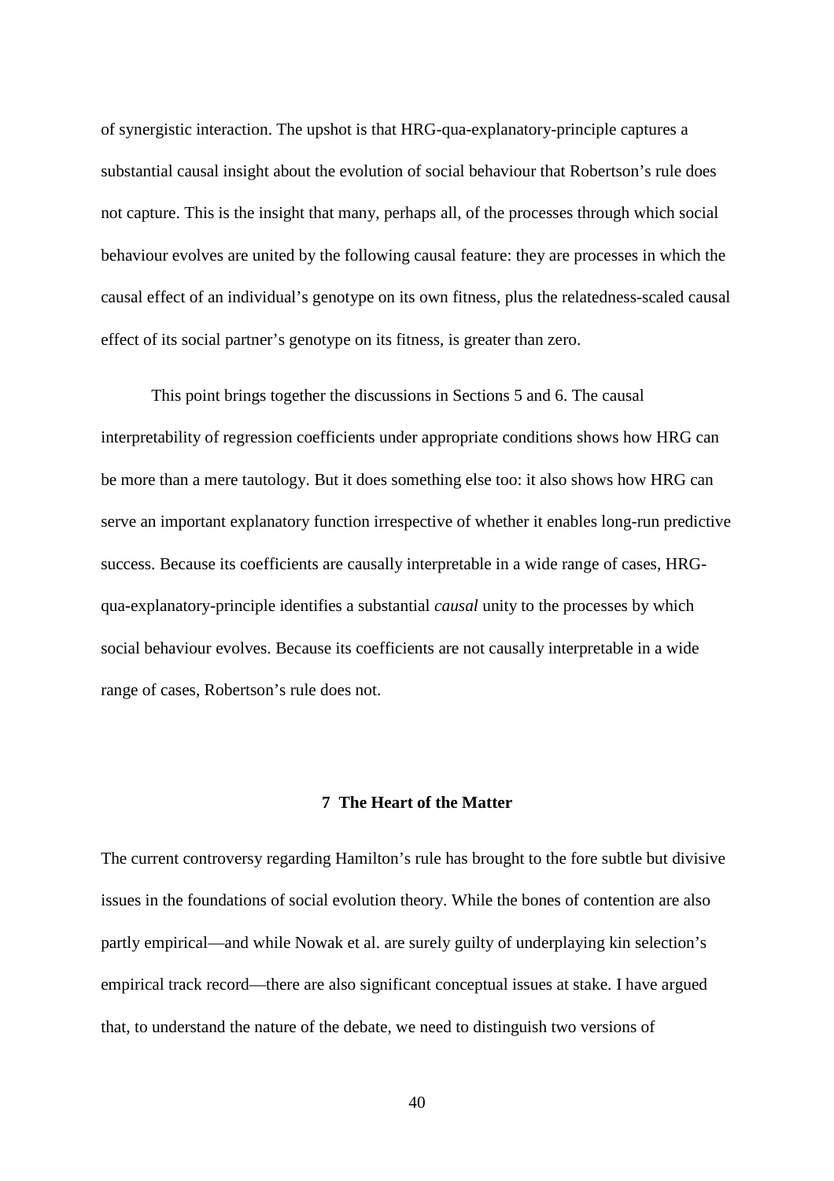of synergistic interaction. The upshot is that HRG-qua-explanatory-principle captures a substantial causal insight about the evolution of social behaviour that Robertson's rule does not capture. This is the insight that many, perhaps all, of the processes through which social behaviour evolves are united by the following causal feature: they are processes in which the causal effect of an individual's genotype on its own fitness, plus the relatedness-scaled causal effect of its social partner's genotype on its fitness, is greater than zero.

This point brings together the discussions in Sections 5 and 6. The causal interpretability of regression coefficients under appropriate conditions shows how HRG can be more than a mere tautology. But it does something else too: it also shows how HRG can serve an important explanatory function irrespective of whether it enables long-run predictive success. Because its coefficients are causally interpretable in a wide range of cases, HRG-qua-explanatory-principle identifies a substantial *causal* unity to the processes by which social behaviour evolves. Because its coefficients are not causally interpretable in a wide range of cases, Robertson's rule does not.

## 7 The Heart of the Matter

The current controversy regarding Hamilton's rule has brought to the fore subtle but divisive issues in the foundations of social evolution theory. While the bones of contention are also partly empirical—and while Nowak et al. are surely guilty of underplaying kin selection's empirical track record—there are also significant conceptual issues at stake. I have argued that, to understand the nature of the debate, we need to distinguish two versions of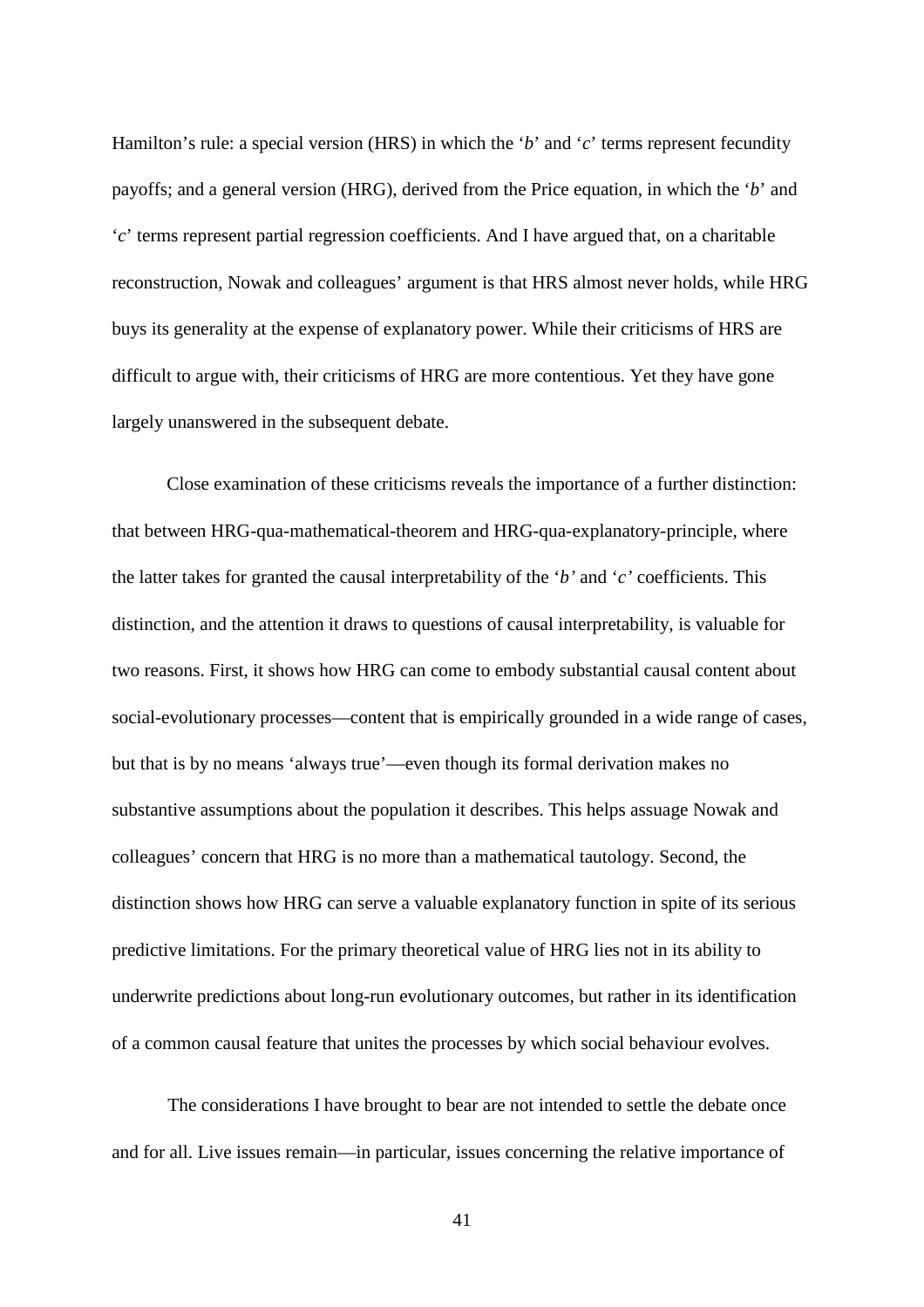Hamilton's rule: a special version (HRS) in which the '*b*' and '*c*' terms represent fecundity payoffs; and a general version (HRG), derived from the Price equation, in which the '*b*' and '*c*' terms represent partial regression coefficients. And I have argued that, on a charitable reconstruction, Nowak and colleagues' argument is that HRS almost never holds, while HRG buys its generality at the expense of explanatory power. While their criticisms of HRS are difficult to argue with, their criticisms of HRG are more contentious. Yet they have gone largely unanswered in the subsequent debate.

Close examination of these criticisms reveals the importance of a further distinction: that between HRG-qua-mathematical-theorem and HRG-qua-explanatory-principle, where the latter takes for granted the causal interpretability of the '*b'* and '*c'* coefficients. This distinction, and the attention it draws to questions of causal interpretability, is valuable for two reasons. First, it shows how HRG can come to embody substantial causal content about social-evolutionary processes—content that is empirically grounded in a wide range of cases, but that is by no means 'always true'—even though its formal derivation makes no substantive assumptions about the population it describes. This helps assuage Nowak and colleagues' concern that HRG is no more than a mathematical tautology. Second, the distinction shows how HRG can serve a valuable explanatory function in spite of its serious predictive limitations. For the primary theoretical value of HRG lies not in its ability to underwrite predictions about long-run evolutionary outcomes, but rather in its identification of a common causal feature that unites the processes by which social behaviour evolves.

The considerations I have brought to bear are not intended to settle the debate once and for all. Live issues remain—in particular, issues concerning the relative importance of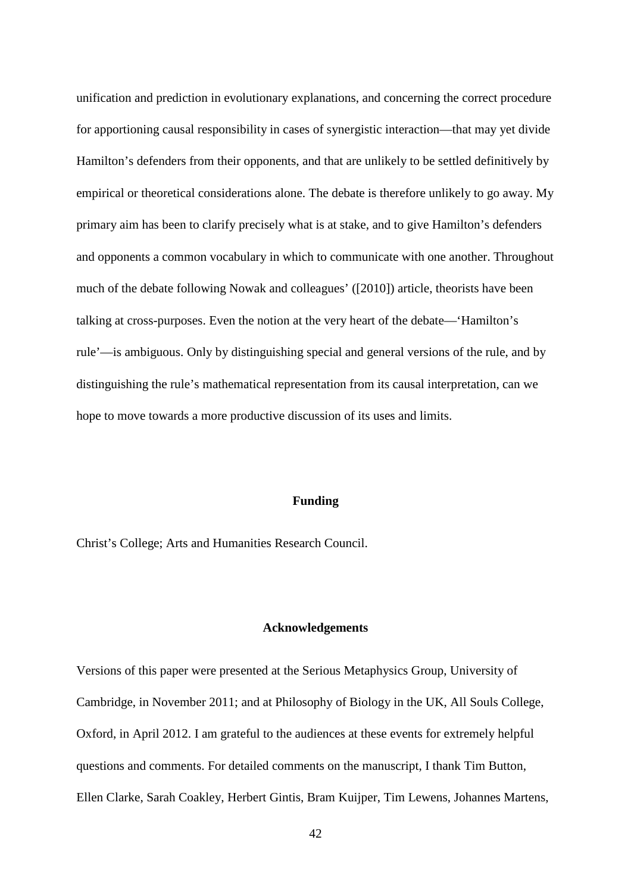unification and prediction in evolutionary explanations, and concerning the correct procedure for apportioning causal responsibility in cases of synergistic interaction—that may yet divide Hamilton's defenders from their opponents, and that are unlikely to be settled definitively by empirical or theoretical considerations alone. The debate is therefore unlikely to go away. My primary aim has been to clarify precisely what is at stake, and to give Hamilton's defenders and opponents a common vocabulary in which to communicate with one another. Throughout much of the debate following Nowak and colleagues' ([2010]) article, theorists have been talking at cross-purposes. Even the notion at the very heart of the debate—'Hamilton's rule'—is ambiguous. Only by distinguishing special and general versions of the rule, and by distinguishing the rule's mathematical representation from its causal interpretation, can we hope to move towards a more productive discussion of its uses and limits.

## Funding

Christ's College; Arts and Humanities Research Council.

## Acknowledgements

Versions of this paper were presented at the Serious Metaphysics Group, University of Cambridge, in November 2011; and at Philosophy of Biology in the UK, All Souls College, Oxford, in April 2012. I am grateful to the audiences at these events for extremely helpful questions and comments. For detailed comments on the manuscript, I thank Tim Button, Ellen Clarke, Sarah Coakley, Herbert Gintis, Bram Kuijper, Tim Lewens, Johannes Martens,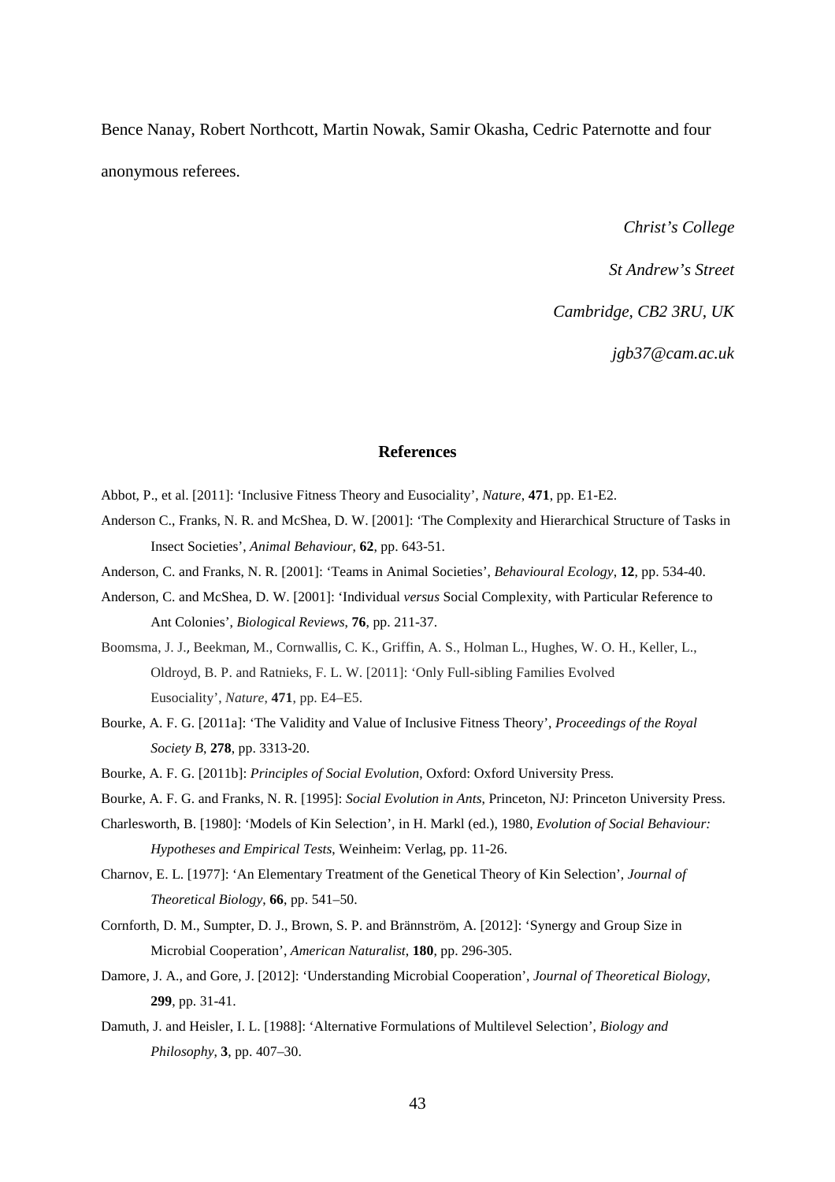Bence Nanay, Robert Northcott, Martin Nowak, Samir Okasha, Cedric Paternotte and four anonymous referees.

*Christ's College*

*St Andrew's Street*

*Cambridge, CB2 3RU, UK*

*jgb37@cam.ac.uk*

## References

Abbot, P., et al. [2011]: 'Inclusive Fitness Theory and Eusociality', *Nature*, **471**, pp. E1-E2.

Anderson C., Franks, N. R. and McShea, D. W. [2001]: 'The Complexity and Hierarchical Structure of Tasks in Insect Societies', *Animal Behaviour*, **62**, pp. 643-51.

Anderson, C. and Franks, N. R. [2001]: 'Teams in Animal Societies', *Behavioural Ecology*, **12**, pp. 534-40.

Anderson, C. and McShea, D. W. [2001]: 'Individual *versus* Social Complexity, with Particular Reference to Ant Colonies', *Biological Reviews*, **76**, pp. 211-37.

Boomsma, J. J., Beekman, M., Cornwallis, C. K., Griffin, A. S., Holman L., Hughes, W. O. H., Keller, L., Oldroyd, B. P. and Ratnieks, F. L. W. [2011]: 'Only Full-sibling Families Evolved Eusociality', *Nature*, **471**, pp. E4–E5.

Bourke, A. F. G. [2011a]: 'The Validity and Value of Inclusive Fitness Theory', *Proceedings of the Royal Society B*, **278**, pp. 3313-20.

Bourke, A. F. G. [2011b]: *Principles of Social Evolution*, Oxford: Oxford University Press.

Bourke, A. F. G. and Franks, N. R. [1995]: *Social Evolution in Ants*, Princeton, NJ: Princeton University Press.

Charlesworth, B. [1980]: 'Models of Kin Selection', in H. Markl (ed.), 1980, *Evolution of Social Behaviour: Hypotheses and Empirical Tests*, Weinheim: Verlag, pp. 11-26.

Charnov, E. L. [1977]: 'An Elementary Treatment of the Genetical Theory of Kin Selection', *Journal of Theoretical Biology*, **66**, pp. 541–50.

Cornforth, D. M., Sumpter, D. J., Brown, S. P. and Brännström, A. [2012]: 'Synergy and Group Size in Microbial Cooperation', *American Naturalist*, **180**, pp. 296-305.

Damore, J. A., and Gore, J. [2012]: 'Understanding Microbial Cooperation', *Journal of Theoretical Biology*, **299**, pp. 31-41.

Damuth, J. and Heisler, I. L. [1988]: 'Alternative Formulations of Multilevel Selection', *Biology and Philosophy*, **3**, pp. 407–30.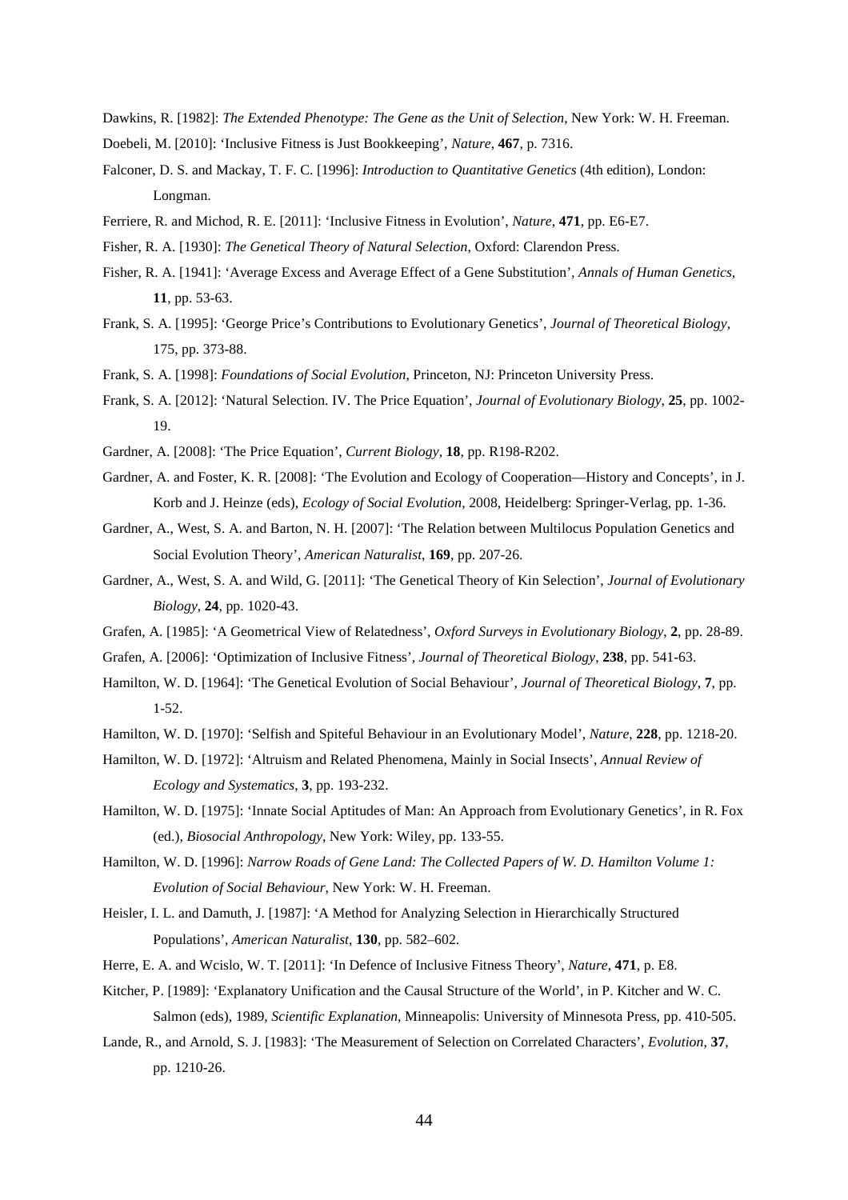Dawkins, R. [1982]: *The Extended Phenotype: The Gene as the Unit of Selection*, New York: W. H. Freeman.

Doebeli, M. [2010]: 'Inclusive Fitness is Just Bookkeeping', *Nature*, **467**, p. 7316.

Falconer, D. S. and Mackay, T. F. C. [1996]: *Introduction to Quantitative Genetics* (4th edition), London: Longman.

Ferriere, R. and Michod, R. E. [2011]: 'Inclusive Fitness in Evolution', *Nature*, **471**, pp. E6-E7.

Fisher, R. A. [1930]: *The Genetical Theory of Natural Selection*, Oxford: Clarendon Press.

Fisher, R. A. [1941]: 'Average Excess and Average Effect of a Gene Substitution', *Annals of Human Genetics*, **11**, pp. 53-63.

Frank, S. A. [1995]: 'George Price's Contributions to Evolutionary Genetics', *Journal of Theoretical Biology*, 175, pp. 373-88.

Frank, S. A. [1998]: *Foundations of Social Evolution*, Princeton, NJ: Princeton University Press.

Frank, S. A. [2012]: 'Natural Selection. IV. The Price Equation', *Journal of Evolutionary Biology*, **25**, pp. 1002-19.

Gardner, A. [2008]: 'The Price Equation', *Current Biology*, **18**, pp. R198-R202.

Gardner, A. and Foster, K. R. [2008]: 'The Evolution and Ecology of Cooperation—History and Concepts', in J. Korb and J. Heinze (eds), *Ecology of Social Evolution*, 2008, Heidelberg: Springer-Verlag, pp. 1-36.

Gardner, A., West, S. A. and Barton, N. H. [2007]: 'The Relation between Multilocus Population Genetics and Social Evolution Theory', *American Naturalist*, **169**, pp. 207-26.

Gardner, A., West, S. A. and Wild, G. [2011]: 'The Genetical Theory of Kin Selection', *Journal of Evolutionary Biology*, **24**, pp. 1020-43.

Grafen, A. [1985]: 'A Geometrical View of Relatedness', *Oxford Surveys in Evolutionary Biology*, **2**, pp. 28-89.

Grafen, A. [2006]: 'Optimization of Inclusive Fitness', *Journal of Theoretical Biology*, **238**, pp. 541-63.

Hamilton, W. D. [1964]: 'The Genetical Evolution of Social Behaviour', *Journal of Theoretical Biology*, **7**, pp. 1-52.

Hamilton, W. D. [1970]: 'Selfish and Spiteful Behaviour in an Evolutionary Model', *Nature*, **228**, pp. 1218-20.

Hamilton, W. D. [1972]: 'Altruism and Related Phenomena, Mainly in Social Insects', *Annual Review of Ecology and Systematics*, **3**, pp. 193-232.

Hamilton, W. D. [1975]: 'Innate Social Aptitudes of Man: An Approach from Evolutionary Genetics', in R. Fox (ed.), *Biosocial Anthropology*, New York: Wiley, pp. 133-55.

Hamilton, W. D. [1996]: *Narrow Roads of Gene Land: The Collected Papers of W. D. Hamilton Volume 1: Evolution of Social Behaviour*, New York: W. H. Freeman.

Heisler, I. L. and Damuth, J. [1987]: 'A Method for Analyzing Selection in Hierarchically Structured Populations', *American Naturalist*, **130**, pp. 582–602.

Herre, E. A. and Wcislo, W. T. [2011]: 'In Defence of Inclusive Fitness Theory', *Nature*, **471**, p. E8.

Kitcher, P. [1989]: 'Explanatory Unification and the Causal Structure of the World', in P. Kitcher and W. C. Salmon (eds), 1989, *Scientific Explanation*, Minneapolis: University of Minnesota Press, pp. 410-505.

Lande, R., and Arnold, S. J. [1983]: 'The Measurement of Selection on Correlated Characters', *Evolution*, **37**, pp. 1210-26.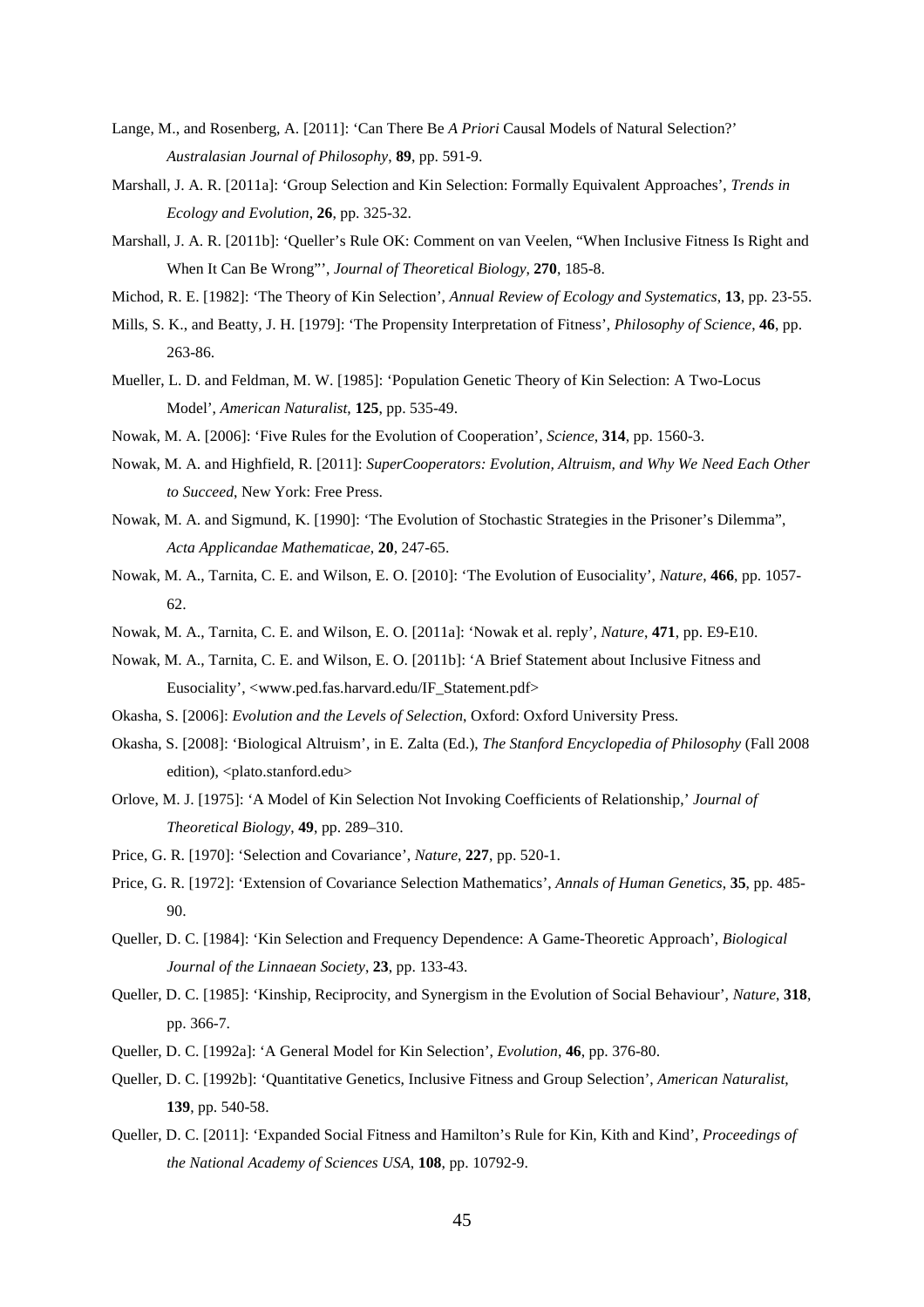Lange, M., and Rosenberg, A. [2011]: 'Can There Be *A Priori* Causal Models of Natural Selection?' *Australasian Journal of Philosophy*, **89**, pp. 591-9.

Marshall, J. A. R. [2011a]: 'Group Selection and Kin Selection: Formally Equivalent Approaches', *Trends in Ecology and Evolution*, **26**, pp. 325-32.

Marshall, J. A. R. [2011b]: 'Queller's Rule OK: Comment on van Veelen, "When Inclusive Fitness Is Right and When It Can Be Wrong"', *Journal of Theoretical Biology*, **270**, 185-8.

Michod, R. E. [1982]: 'The Theory of Kin Selection', *Annual Review of Ecology and Systematics*, **13**, pp. 23-55.

Mills, S. K., and Beatty, J. H. [1979]: 'The Propensity Interpretation of Fitness', *Philosophy of Science*, **46**, pp. 263-86.

Mueller, L. D. and Feldman, M. W. [1985]: 'Population Genetic Theory of Kin Selection: A Two-Locus Model', *American Naturalist*, **125**, pp. 535-49.

Nowak, M. A. [2006]: 'Five Rules for the Evolution of Cooperation', *Science*, **314**, pp. 1560-3.

Nowak, M. A. and Highfield, R. [2011]: *SuperCooperators: Evolution, Altruism, and Why We Need Each Other to Succeed*, New York: Free Press.

Nowak, M. A. and Sigmund, K. [1990]: 'The Evolution of Stochastic Strategies in the Prisoner's Dilemma", *Acta Applicandae Mathematicae*, **20**, 247-65.

Nowak, M. A., Tarnita, C. E. and Wilson, E. O. [2010]: 'The Evolution of Eusociality', *Nature*, **466**, pp. 1057-62.

Nowak, M. A., Tarnita, C. E. and Wilson, E. O. [2011a]: 'Nowak et al. reply', *Nature*, **471**, pp. E9-E10.

Nowak, M. A., Tarnita, C. E. and Wilson, E. O. [2011b]: 'A Brief Statement about Inclusive Fitness and Eusociality', <www.ped.fas.harvard.edu/IF_Statement.pdf>

Okasha, S. [2006]: *Evolution and the Levels of Selection*, Oxford: Oxford University Press.

Okasha, S. [2008]: 'Biological Altruism', in E. Zalta (Ed.), *The Stanford Encyclopedia of Philosophy* (Fall 2008 edition), <plato.stanford.edu>

Orlove, M. J. [1975]: 'A Model of Kin Selection Not Invoking Coefficients of Relationship,' *Journal of Theoretical Biology*, **49**, pp. 289–310.

Price, G. R. [1970]: 'Selection and Covariance', *Nature*, **227**, pp. 520-1.

Price, G. R. [1972]: 'Extension of Covariance Selection Mathematics', *Annals of Human Genetics*, **35**, pp. 485-90.

Queller, D. C. [1984]: 'Kin Selection and Frequency Dependence: A Game-Theoretic Approach', *Biological Journal of the Linnaean Society*, **23**, pp. 133-43.

Queller, D. C. [1985]: 'Kinship, Reciprocity, and Synergism in the Evolution of Social Behaviour', *Nature*, **318**, pp. 366-7.

Queller, D. C. [1992a]: 'A General Model for Kin Selection', *Evolution*, **46**, pp. 376-80.

Queller, D. C. [1992b]: 'Quantitative Genetics, Inclusive Fitness and Group Selection', *American Naturalist*, **139**, pp. 540-58.

Queller, D. C. [2011]: 'Expanded Social Fitness and Hamilton's Rule for Kin, Kith and Kind', *Proceedings of the National Academy of Sciences USA*, **108**, pp. 10792-9.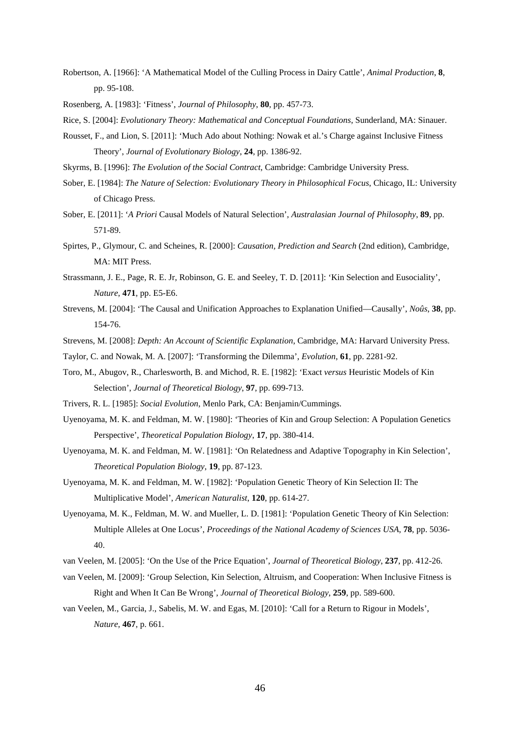Robertson, A. [1966]: 'A Mathematical Model of the Culling Process in Dairy Cattle', *Animal Production*, **8**, pp. 95-108.

Rosenberg, A. [1983]: 'Fitness', *Journal of Philosophy*, **80**, pp. 457-73.

Rice, S. [2004]: *Evolutionary Theory: Mathematical and Conceptual Foundations*, Sunderland, MA: Sinauer.

Rousset, F., and Lion, S. [2011]: 'Much Ado about Nothing: Nowak et al.'s Charge against Inclusive Fitness Theory', *Journal of Evolutionary Biology*, **24**, pp. 1386-92.

Skyrms, B. [1996]: *The Evolution of the Social Contract*, Cambridge: Cambridge University Press.

Sober, E. [1984]: *The Nature of Selection: Evolutionary Theory in Philosophical Focus*, Chicago, IL: University of Chicago Press.

Sober, E. [2011]: '*A Priori* Causal Models of Natural Selection', *Australasian Journal of Philosophy*, **89**, pp. 571-89.

Spirtes, P., Glymour, C. and Scheines, R. [2000]: *Causation, Prediction and Search* (2nd edition), Cambridge, MA: MIT Press.

Strassmann, J. E., Page, R. E. Jr, Robinson, G. E. and Seeley, T. D. [2011]: 'Kin Selection and Eusociality', *Nature*, **471**, pp. E5-E6.

Strevens, M. [2004]: 'The Causal and Unification Approaches to Explanation Unified—Causally', *Noûs*, **38**, pp. 154-76.

Strevens, M. [2008]: *Depth: An Account of Scientific Explanation*, Cambridge, MA: Harvard University Press.

Taylor, C. and Nowak, M. A. [2007]: 'Transforming the Dilemma', *Evolution*, **61**, pp. 2281-92.

Toro, M., Abugov, R., Charlesworth, B. and Michod, R. E. [1982]: 'Exact *versus* Heuristic Models of Kin Selection', *Journal of Theoretical Biology*, **97**, pp. 699-713.

Trivers, R. L. [1985]: *Social Evolution*, Menlo Park, CA: Benjamin/Cummings.

Uyenoyama, M. K. and Feldman, M. W. [1980]: 'Theories of Kin and Group Selection: A Population Genetics Perspective', *Theoretical Population Biology*, **17**, pp. 380-414.

Uyenoyama, M. K. and Feldman, M. W. [1981]: 'On Relatedness and Adaptive Topography in Kin Selection', *Theoretical Population Biology*, **19**, pp. 87-123.

Uyenoyama, M. K. and Feldman, M. W. [1982]: 'Population Genetic Theory of Kin Selection II: The Multiplicative Model', *American Naturalist*, **120**, pp. 614-27.

Uyenoyama, M. K., Feldman, M. W. and Mueller, L. D. [1981]: 'Population Genetic Theory of Kin Selection: Multiple Alleles at One Locus', *Proceedings of the National Academy of Sciences USA*, **78**, pp. 5036-40.

van Veelen, M. [2005]: 'On the Use of the Price Equation', *Journal of Theoretical Biology*, **237**, pp. 412-26.

van Veelen, M. [2009]: 'Group Selection, Kin Selection, Altruism, and Cooperation: When Inclusive Fitness is Right and When It Can Be Wrong', *Journal of Theoretical Biology*, **259**, pp. 589-600.

van Veelen, M., Garcia, J., Sabelis, M. W. and Egas, M. [2010]: 'Call for a Return to Rigour in Models', *Nature*, **467**, p. 661.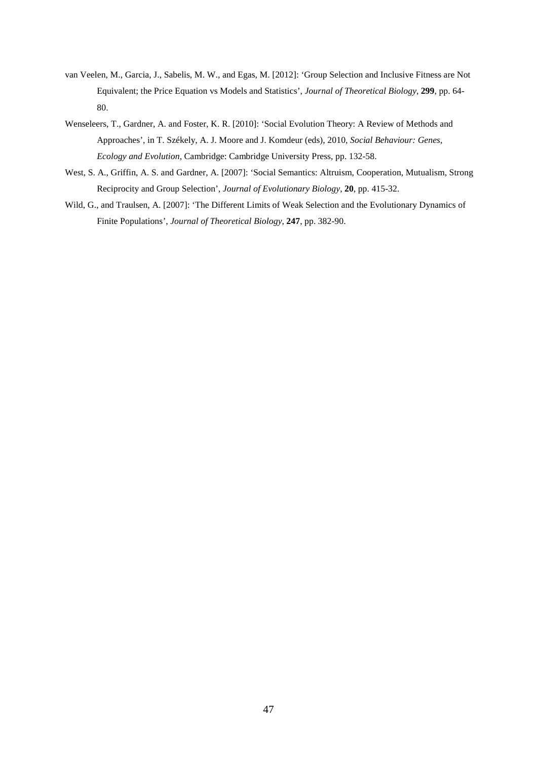van Veelen, M., Garcia, J., Sabelis, M. W., and Egas, M. [2012]: 'Group Selection and Inclusive Fitness are Not Equivalent; the Price Equation vs Models and Statistics', *Journal of Theoretical Biology*, **299**, pp. 64-80.

Wenseleers, T., Gardner, A. and Foster, K. R. [2010]: 'Social Evolution Theory: A Review of Methods and Approaches', in T. Székely, A. J. Moore and J. Komdeur (eds), 2010, *Social Behaviour: Genes, Ecology and Evolution*, Cambridge: Cambridge University Press, pp. 132-58.

West, S. A., Griffin, A. S. and Gardner, A. [2007]: 'Social Semantics: Altruism, Cooperation, Mutualism, Strong Reciprocity and Group Selection', *Journal of Evolutionary Biology*, **20**, pp. 415-32.

Wild, G., and Traulsen, A. [2007]: 'The Different Limits of Weak Selection and the Evolutionary Dynamics of Finite Populations', *Journal of Theoretical Biology*, **247**, pp. 382-90.